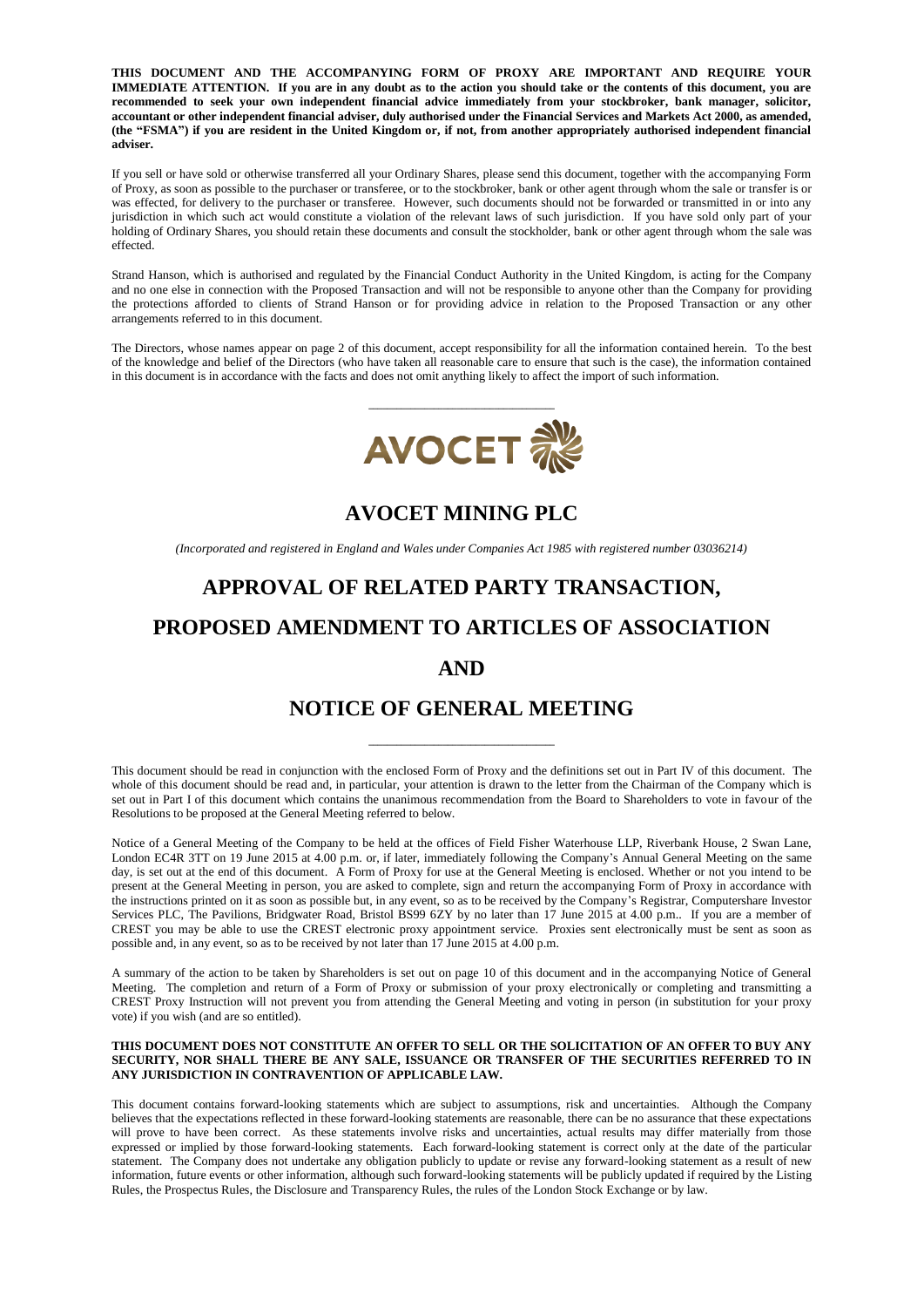**THIS DOCUMENT AND THE ACCOMPANYING FORM OF PROXY ARE IMPORTANT AND REQUIRE YOUR IMMEDIATE ATTENTION. If you are in any doubt as to the action you should take or the contents of this document, you are recommended to seek your own independent financial advice immediately from your stockbroker, bank manager, solicitor, accountant or other independent financial adviser, duly authorised under the Financial Services and Markets Act 2000, as amended, (the "FSMA") if you are resident in the United Kingdom or, if not, from another appropriately authorised independent financial adviser.**

If you sell or have sold or otherwise transferred all your Ordinary Shares, please send this document, together with the accompanying Form of Proxy, as soon as possible to the purchaser or transferee, or to the stockbroker, bank or other agent through whom the sale or transfer is or was effected, for delivery to the purchaser or transferee. However, such documents should not be forwarded or transmitted in or into any jurisdiction in which such act would constitute a violation of the relevant laws of such jurisdiction. If you have sold only part of your holding of Ordinary Shares, you should retain these documents and consult the stockholder, bank or other agent through whom the sale was effected.

Strand Hanson, which is authorised and regulated by the Financial Conduct Authority in the United Kingdom, is acting for the Company and no one else in connection with the Proposed Transaction and will not be responsible to anyone other than the Company for providing the protections afforded to clients of Strand Hanson or for providing advice in relation to the Proposed Transaction or any other arrangements referred to in this document.

The Directors, whose names appear on page 2 of this document, accept responsibility for all the information contained herein. To the best of the knowledge and belief of the Directors (who have taken all reasonable care to ensure that such is the case), the information contained in this document is in accordance with the facts and does not omit anything likely to affect the import of such information.

AVOCET

# AVOCET MINING PLC

*(Incorporated and registered in England and Wales under Companies Act 1985 with registered number 03036214)*

# APPROVAL OF RELATED PARTY TRANSACTION, PROPOSED AMENDMENT TO ARTICLES OF ASSOCIATION AND NOTICE OF GENERAL MEETING

This document should be read in conjunction with the enclosed Form of Proxy and the definitions set out in Part IV of this document. The whole of this document should be read and, in particular, your attention is drawn to the letter from the Chairman of the Company which is set out in Part I of this document which contains the unanimous recommendation from the Board to Shareholders to vote in favour of the Resolutions to be proposed at the General Meeting referred to below.

Notice of a General Meeting of the Company to be held at the offices of Field Fisher Waterhouse LLP, Riverbank House, 2 Swan Lane, London EC4R 3TT on 19 June 2015 at 4.00 p.m. or, if later, immediately following the Company's Annual General Meeting on the same day, is set out at the end of this document. A Form of Proxy for use at the General Meeting is enclosed. Whether or not you intend to be present at the General Meeting in person, you are asked to complete, sign and return the accompanying Form of Proxy in accordance with the instructions printed on it as soon as possible but, in any event, so as to be received by the Company's Registrar, Computershare Investor Services PLC, The Pavilions, Bridgwater Road, Bristol BS99 6ZY by no later than 17 June 2015 at 4.00 p.m.. If you are a member of CREST you may be able to use the CREST electronic proxy appointment service. Proxies sent electronically must be sent as soon as possible and, in any event, so as to be received by not later than 17 June 2015 at 4.00 p.m.

A summary of the action to be taken by Shareholders is set out on page 10 of this document and in the accompanying Notice of General Meeting. The completion and return of a Form of Proxy or submission of your proxy electronically or completing and transmitting a CREST Proxy Instruction will not prevent you from attending the General Meeting and voting in person (in substitution for your proxy vote) if you wish (and are so entitled).

**THIS DOCUMENT DOES NOT CONSTITUTE AN OFFER TO SELL OR THE SOLICITATION OF AN OFFER TO BUY ANY SECURITY, NOR SHALL THERE BE ANY SALE, ISSUANCE OR TRANSFER OF THE SECURITIES REFERRED TO IN ANY JURISDICTION IN CONTRAVENTION OF APPLICABLE LAW.**

This document contains forward-looking statements which are subject to assumptions, risk and uncertainties. Although the Company believes that the expectations reflected in these forward-looking statements are reasonable, there can be no assurance that these expectations will prove to have been correct. As these statements involve risks and uncertainties, actual results may differ materially from those expressed or implied by those forward-looking statements. Each forward-looking statement is correct only at the date of the particular statement. The Company does not undertake any obligation publicly to update or revise any forward-looking statement as a result of new information, future events or other information, although such forward-looking statements will be publicly updated if required by the Listing Rules, the Prospectus Rules, the Disclosure and Transparency Rules, the rules of the London Stock Exchange or by law.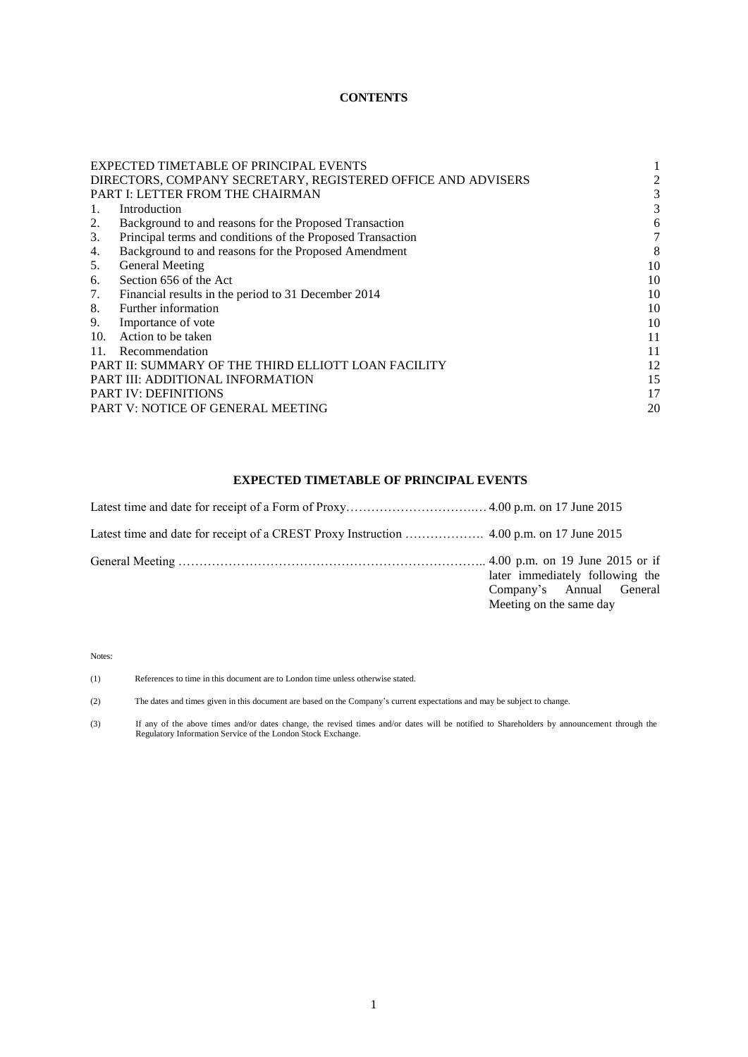**CONTENTS**

| | | |
|---|---|---|
| EXPECTED TIMETABLE OF PRINCIPAL EVENTS | | 1 |
| DIRECTORS, COMPANY SECRETARY, REGISTERED OFFICE AND ADVISERS | | 2 |
| PART I: LETTER FROM THE CHAIRMAN | | 3 |
| 1. | Introduction | 3 |
| 2. | Background to and reasons for the Proposed Transaction | 6 |
| 3. | Principal terms and conditions of the Proposed Transaction | 7 |
| 4. | Background to and reasons for the Proposed Amendment | 8 |
| 5. | General Meeting | 10 |
| 6. | Section 656 of the Act | 10 |
| 7. | Financial results in the period to 31 December 2014 | 10 |
| 8. | Further information | 10 |
| 9. | Importance of vote | 10 |
| 10. | Action to be taken | 11 |
| 11. | Recommendation | 11 |
| PART II: SUMMARY OF THE THIRD ELLIOTT LOAN FACILITY | | 12 |
| PART III: ADDITIONAL INFORMATION | | 15 |
| PART IV: DEFINITIONS | | 17 |
| PART V: NOTICE OF GENERAL MEETING | | 20 |

**EXPECTED TIMETABLE OF PRINCIPAL EVENTS**

| | |
|---|---|
| Latest time and date for receipt of a Form of Proxy | 4.00 p.m. on 17 June 2015 |
| Latest time and date for receipt of a CREST Proxy Instruction | 4.00 p.m. on 17 June 2015 |
| General Meeting | 4.00 p.m. on 19 June 2015 or if later immediately following the Company's Annual General Meeting on the same day |

Notes:

(1) References to time in this document are to London time unless otherwise stated.

(2) The dates and times given in this document are based on the Company's current expectations and may be subject to change.

(3) If any of the above times and/or dates change, the revised times and/or dates will be notified to Shareholders by announcement through the Regulatory Information Service of the London Stock Exchange.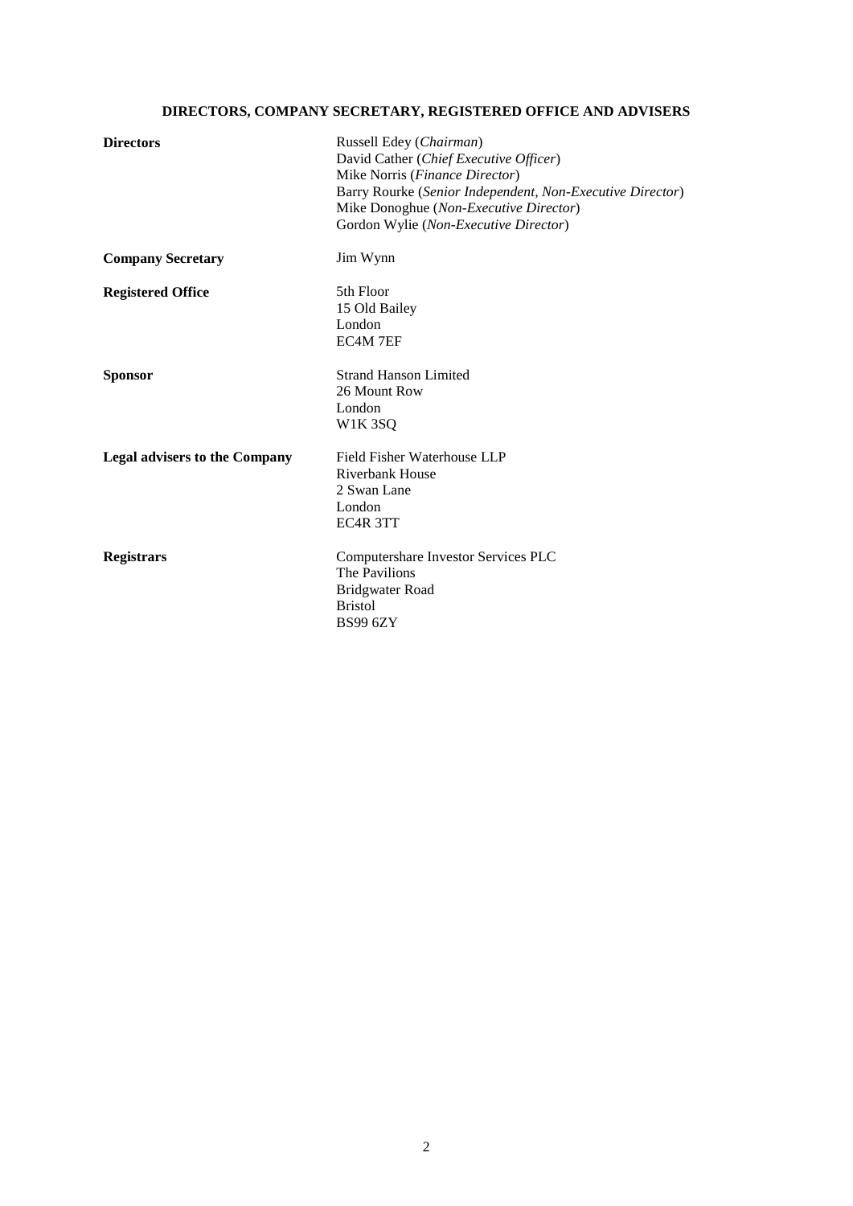# DIRECTORS, COMPANY SECRETARY, REGISTERED OFFICE AND ADVISERS

| | |
|---|---|
| **Directors** | Russell Edey (*Chairman*)<br>David Cather (*Chief Executive Officer*)<br>Mike Norris (*Finance Director*)<br>Barry Rourke (*Senior Independent, Non-Executive Director*)<br>Mike Donoghue (*Non-Executive Director*)<br>Gordon Wylie (*Non-Executive Director*) |
| **Company Secretary** | Jim Wynn |
| **Registered Office** | 5th Floor<br>15 Old Bailey<br>London<br>EC4M 7EF |
| **Sponsor** | Strand Hanson Limited<br>26 Mount Row<br>London<br>W1K 3SQ |
| **Legal advisers to the Company** | Field Fisher Waterhouse LLP<br>Riverbank House<br>2 Swan Lane<br>London<br>EC4R 3TT |
| **Registrars** | Computershare Investor Services PLC<br>The Pavilions<br>Bridgwater Road<br>Bristol<br>BS99 6ZY |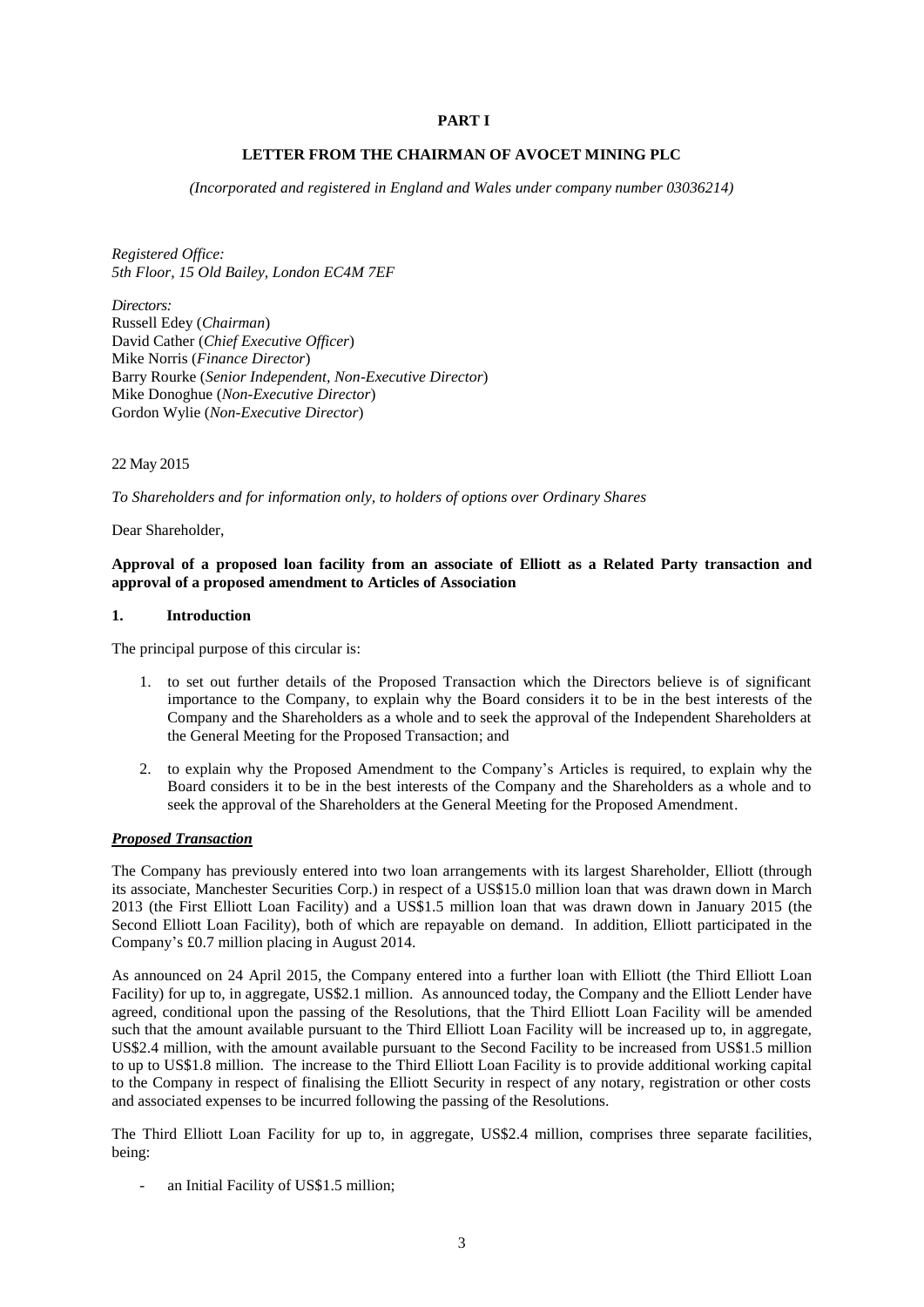**PART I**

**LETTER FROM THE CHAIRMAN OF AVOCET MINING PLC**

*(Incorporated and registered in England and Wales under company number 03036214)*

*Registered Office:*
*5th Floor, 15 Old Bailey, London EC4M 7EF*

*Directors:*
Russell Edey (*Chairman*)
David Cather (*Chief Executive Officer*)
Mike Norris (*Finance Director*)
Barry Rourke (*Senior Independent, Non-Executive Director*)
Mike Donoghue (*Non-Executive Director*)
Gordon Wylie (*Non-Executive Director*)

22 May 2015

*To Shareholders and for information only, to holders of options over Ordinary Shares*

Dear Shareholder,

**Approval of a proposed loan facility from an associate of Elliott as a Related Party transaction and approval of a proposed amendment to Articles of Association**

**1. Introduction**

The principal purpose of this circular is:

1. to set out further details of the Proposed Transaction which the Directors believe is of significant importance to the Company, to explain why the Board considers it to be in the best interests of the Company and the Shareholders as a whole and to seek the approval of the Independent Shareholders at the General Meeting for the Proposed Transaction; and
2. to explain why the Proposed Amendment to the Company's Articles is required, to explain why the Board considers it to be in the best interests of the Company and the Shareholders as a whole and to seek the approval of the Shareholders at the General Meeting for the Proposed Amendment.

***Proposed Transaction***

The Company has previously entered into two loan arrangements with its largest Shareholder, Elliott (through its associate, Manchester Securities Corp.) in respect of a US$15.0 million loan that was drawn down in March 2013 (the First Elliott Loan Facility) and a US$1.5 million loan that was drawn down in January 2015 (the Second Elliott Loan Facility), both of which are repayable on demand. In addition, Elliott participated in the Company's £0.7 million placing in August 2014.

As announced on 24 April 2015, the Company entered into a further loan with Elliott (the Third Elliott Loan Facility) for up to, in aggregate, US$2.1 million. As announced today, the Company and the Elliott Lender have agreed, conditional upon the passing of the Resolutions, that the Third Elliott Loan Facility will be amended such that the amount available pursuant to the Third Elliott Loan Facility will be increased up to, in aggregate, US$2.4 million, with the amount available pursuant to the Second Facility to be increased from US$1.5 million to up to US$1.8 million. The increase to the Third Elliott Loan Facility is to provide additional working capital to the Company in respect of finalising the Elliott Security in respect of any notary, registration or other costs and associated expenses to be incurred following the passing of the Resolutions.

The Third Elliott Loan Facility for up to, in aggregate, US$2.4 million, comprises three separate facilities, being:

- an Initial Facility of US$1.5 million;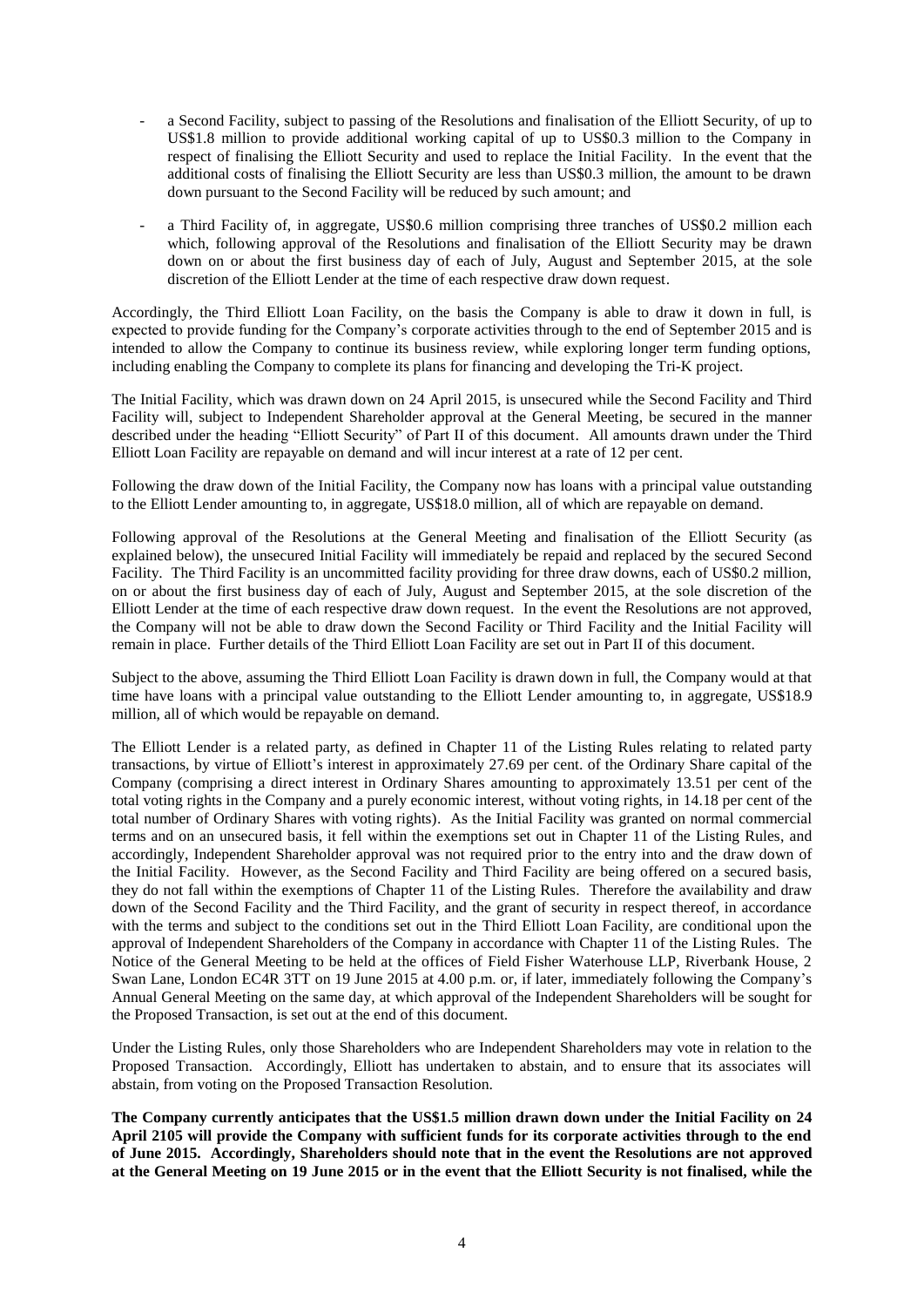- a Second Facility, subject to passing of the Resolutions and finalisation of the Elliott Security, of up to US$1.8 million to provide additional working capital of up to US$0.3 million to the Company in respect of finalising the Elliott Security and used to replace the Initial Facility. In the event that the additional costs of finalising the Elliott Security are less than US$0.3 million, the amount to be drawn down pursuant to the Second Facility will be reduced by such amount; and
- a Third Facility of, in aggregate, US$0.6 million comprising three tranches of US$0.2 million each which, following approval of the Resolutions and finalisation of the Elliott Security may be drawn down on or about the first business day of each of July, August and September 2015, at the sole discretion of the Elliott Lender at the time of each respective draw down request.

Accordingly, the Third Elliott Loan Facility, on the basis the Company is able to draw it down in full, is expected to provide funding for the Company's corporate activities through to the end of September 2015 and is intended to allow the Company to continue its business review, while exploring longer term funding options, including enabling the Company to complete its plans for financing and developing the Tri-K project.

The Initial Facility, which was drawn down on 24 April 2015, is unsecured while the Second Facility and Third Facility will, subject to Independent Shareholder approval at the General Meeting, be secured in the manner described under the heading "Elliott Security" of Part II of this document. All amounts drawn under the Third Elliott Loan Facility are repayable on demand and will incur interest at a rate of 12 per cent.

Following the draw down of the Initial Facility, the Company now has loans with a principal value outstanding to the Elliott Lender amounting to, in aggregate, US$18.0 million, all of which are repayable on demand.

Following approval of the Resolutions at the General Meeting and finalisation of the Elliott Security (as explained below), the unsecured Initial Facility will immediately be repaid and replaced by the secured Second Facility. The Third Facility is an uncommitted facility providing for three draw downs, each of US$0.2 million, on or about the first business day of each of July, August and September 2015, at the sole discretion of the Elliott Lender at the time of each respective draw down request. In the event the Resolutions are not approved, the Company will not be able to draw down the Second Facility or Third Facility and the Initial Facility will remain in place. Further details of the Third Elliott Loan Facility are set out in Part II of this document.

Subject to the above, assuming the Third Elliott Loan Facility is drawn down in full, the Company would at that time have loans with a principal value outstanding to the Elliott Lender amounting to, in aggregate, US$18.9 million, all of which would be repayable on demand.

The Elliott Lender is a related party, as defined in Chapter 11 of the Listing Rules relating to related party transactions, by virtue of Elliott's interest in approximately 27.69 per cent. of the Ordinary Share capital of the Company (comprising a direct interest in Ordinary Shares amounting to approximately 13.51 per cent of the total voting rights in the Company and a purely economic interest, without voting rights, in 14.18 per cent of the total number of Ordinary Shares with voting rights). As the Initial Facility was granted on normal commercial terms and on an unsecured basis, it fell within the exemptions set out in Chapter 11 of the Listing Rules, and accordingly, Independent Shareholder approval was not required prior to the entry into and the draw down of the Initial Facility. However, as the Second Facility and Third Facility are being offered on a secured basis, they do not fall within the exemptions of Chapter 11 of the Listing Rules. Therefore the availability and draw down of the Second Facility and the Third Facility, and the grant of security in respect thereof, in accordance with the terms and subject to the conditions set out in the Third Elliott Loan Facility, are conditional upon the approval of Independent Shareholders of the Company in accordance with Chapter 11 of the Listing Rules. The Notice of the General Meeting to be held at the offices of Field Fisher Waterhouse LLP, Riverbank House, 2 Swan Lane, London EC4R 3TT on 19 June 2015 at 4.00 p.m. or, if later, immediately following the Company's Annual General Meeting on the same day, at which approval of the Independent Shareholders will be sought for the Proposed Transaction, is set out at the end of this document.

Under the Listing Rules, only those Shareholders who are Independent Shareholders may vote in relation to the Proposed Transaction. Accordingly, Elliott has undertaken to abstain, and to ensure that its associates will abstain, from voting on the Proposed Transaction Resolution.

**The Company currently anticipates that the US$1.5 million drawn down under the Initial Facility on 24 April 2105 will provide the Company with sufficient funds for its corporate activities through to the end of June 2015. Accordingly, Shareholders should note that in the event the Resolutions are not approved at the General Meeting on 19 June 2015 or in the event that the Elliott Security is not finalised, while the**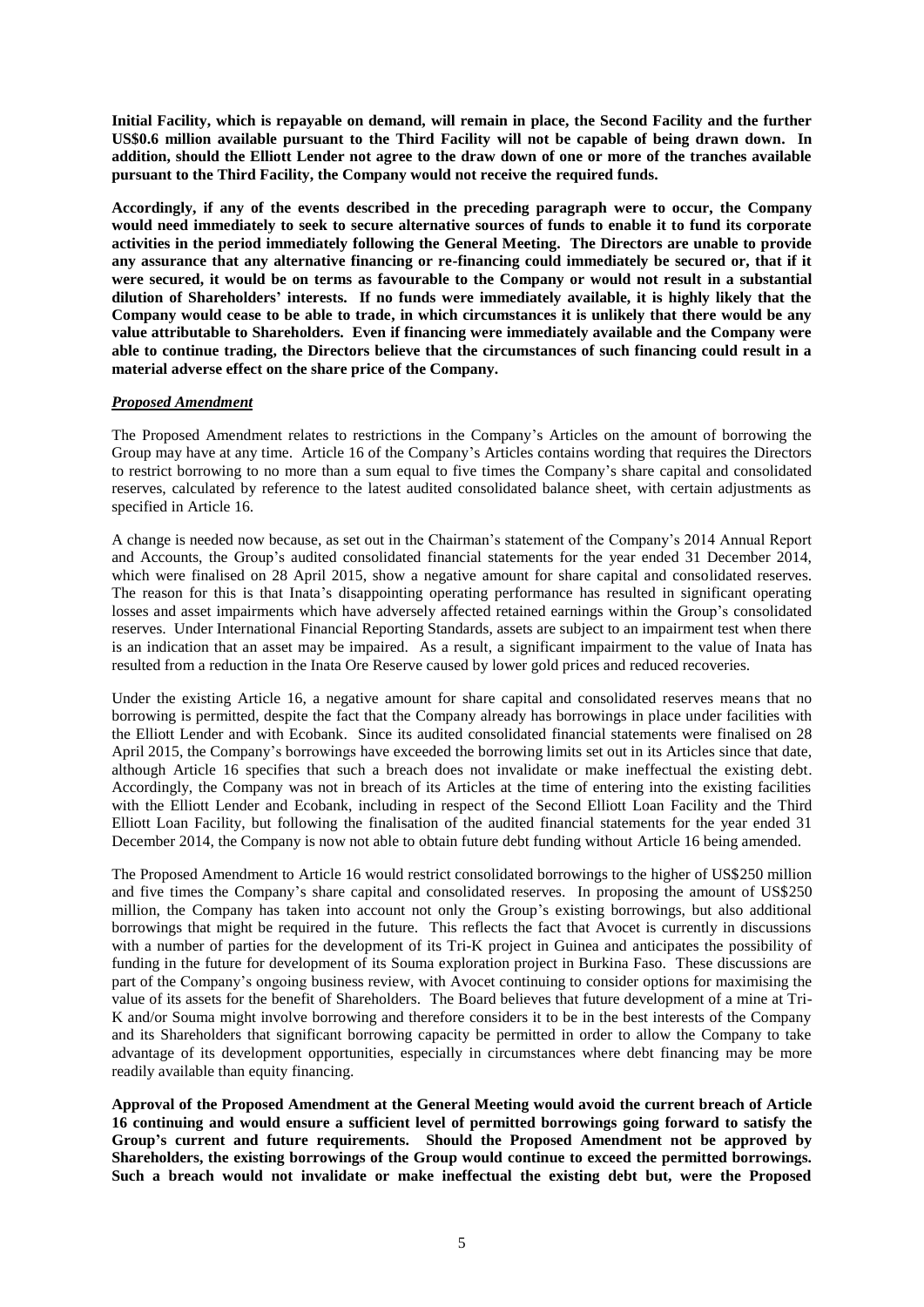**Initial Facility, which is repayable on demand, will remain in place, the Second Facility and the further US$0.6 million available pursuant to the Third Facility will not be capable of being drawn down. In addition, should the Elliott Lender not agree to the draw down of one or more of the tranches available pursuant to the Third Facility, the Company would not receive the required funds.**

**Accordingly, if any of the events described in the preceding paragraph were to occur, the Company would need immediately to seek to secure alternative sources of funds to enable it to fund its corporate activities in the period immediately following the General Meeting. The Directors are unable to provide any assurance that any alternative financing or re-financing could immediately be secured or, that if it were secured, it would be on terms as favourable to the Company or would not result in a substantial dilution of Shareholders' interests. If no funds were immediately available, it is highly likely that the Company would cease to be able to trade, in which circumstances it is unlikely that there would be any value attributable to Shareholders. Even if financing were immediately available and the Company were able to continue trading, the Directors believe that the circumstances of such financing could result in a material adverse effect on the share price of the Company.**

***Proposed Amendment***

The Proposed Amendment relates to restrictions in the Company's Articles on the amount of borrowing the Group may have at any time. Article 16 of the Company's Articles contains wording that requires the Directors to restrict borrowing to no more than a sum equal to five times the Company's share capital and consolidated reserves, calculated by reference to the latest audited consolidated balance sheet, with certain adjustments as specified in Article 16.

A change is needed now because, as set out in the Chairman's statement of the Company's 2014 Annual Report and Accounts, the Group's audited consolidated financial statements for the year ended 31 December 2014, which were finalised on 28 April 2015, show a negative amount for share capital and consolidated reserves. The reason for this is that Inata's disappointing operating performance has resulted in significant operating losses and asset impairments which have adversely affected retained earnings within the Group's consolidated reserves. Under International Financial Reporting Standards, assets are subject to an impairment test when there is an indication that an asset may be impaired. As a result, a significant impairment to the value of Inata has resulted from a reduction in the Inata Ore Reserve caused by lower gold prices and reduced recoveries.

Under the existing Article 16, a negative amount for share capital and consolidated reserves means that no borrowing is permitted, despite the fact that the Company already has borrowings in place under facilities with the Elliott Lender and with Ecobank. Since its audited consolidated financial statements were finalised on 28 April 2015, the Company's borrowings have exceeded the borrowing limits set out in its Articles since that date, although Article 16 specifies that such a breach does not invalidate or make ineffectual the existing debt. Accordingly, the Company was not in breach of its Articles at the time of entering into the existing facilities with the Elliott Lender and Ecobank, including in respect of the Second Elliott Loan Facility and the Third Elliott Loan Facility, but following the finalisation of the audited financial statements for the year ended 31 December 2014, the Company is now not able to obtain future debt funding without Article 16 being amended.

The Proposed Amendment to Article 16 would restrict consolidated borrowings to the higher of US$250 million and five times the Company's share capital and consolidated reserves. In proposing the amount of US$250 million, the Company has taken into account not only the Group's existing borrowings, but also additional borrowings that might be required in the future. This reflects the fact that Avocet is currently in discussions with a number of parties for the development of its Tri-K project in Guinea and anticipates the possibility of funding in the future for development of its Souma exploration project in Burkina Faso. These discussions are part of the Company's ongoing business review, with Avocet continuing to consider options for maximising the value of its assets for the benefit of Shareholders. The Board believes that future development of a mine at Tri-K and/or Souma might involve borrowing and therefore considers it to be in the best interests of the Company and its Shareholders that significant borrowing capacity be permitted in order to allow the Company to take advantage of its development opportunities, especially in circumstances where debt financing may be more readily available than equity financing.

**Approval of the Proposed Amendment at the General Meeting would avoid the current breach of Article 16 continuing and would ensure a sufficient level of permitted borrowings going forward to satisfy the Group's current and future requirements. Should the Proposed Amendment not be approved by Shareholders, the existing borrowings of the Group would continue to exceed the permitted borrowings. Such a breach would not invalidate or make ineffectual the existing debt but, were the Proposed**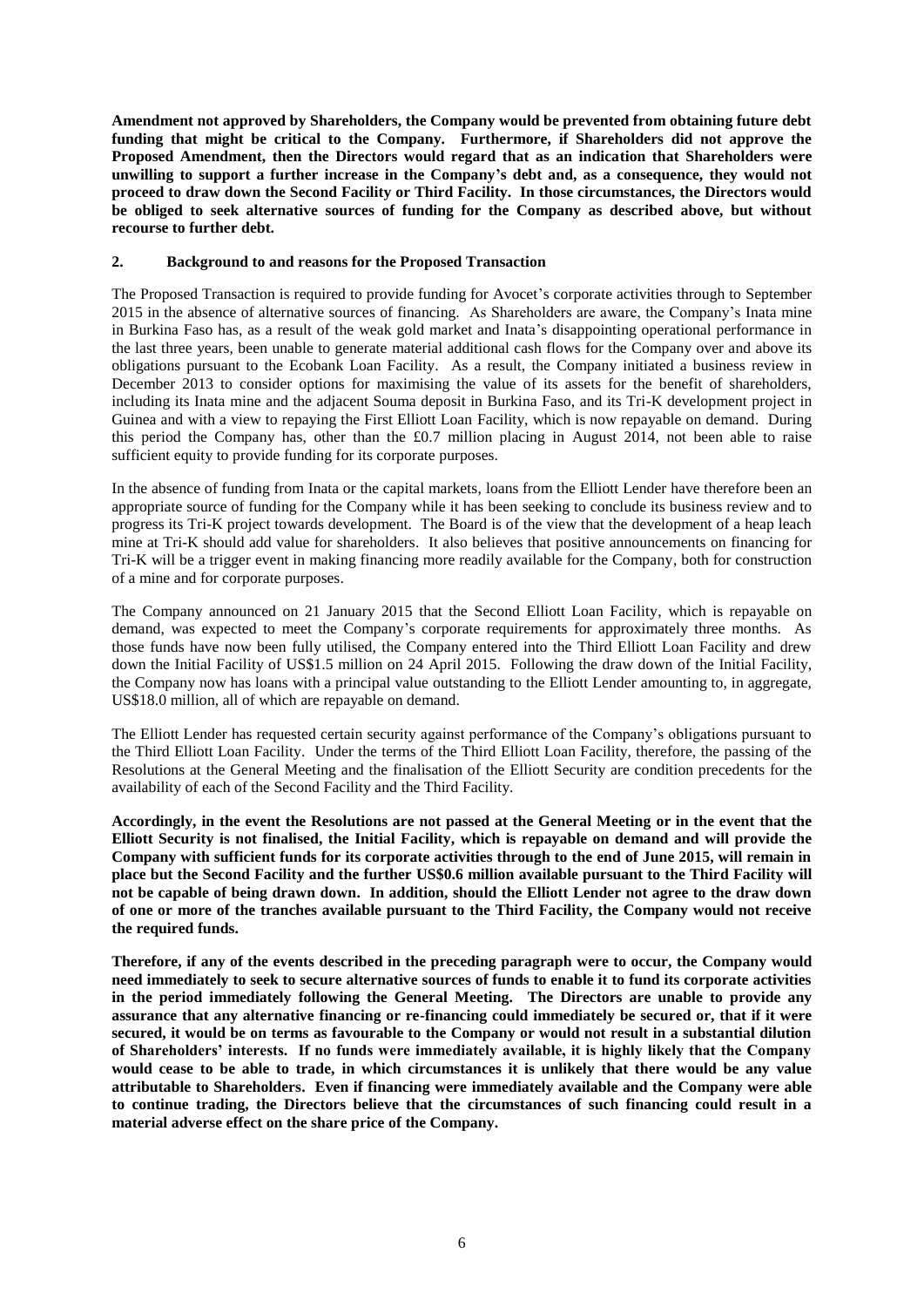**Amendment not approved by Shareholders, the Company would be prevented from obtaining future debt funding that might be critical to the Company. Furthermore, if Shareholders did not approve the Proposed Amendment, then the Directors would regard that as an indication that Shareholders were unwilling to support a further increase in the Company's debt and, as a consequence, they would not proceed to draw down the Second Facility or Third Facility. In those circumstances, the Directors would be obliged to seek alternative sources of funding for the Company as described above, but without recourse to further debt.**

## 2. Background to and reasons for the Proposed Transaction

The Proposed Transaction is required to provide funding for Avocet's corporate activities through to September 2015 in the absence of alternative sources of financing. As Shareholders are aware, the Company's Inata mine in Burkina Faso has, as a result of the weak gold market and Inata's disappointing operational performance in the last three years, been unable to generate material additional cash flows for the Company over and above its obligations pursuant to the Ecobank Loan Facility. As a result, the Company initiated a business review in December 2013 to consider options for maximising the value of its assets for the benefit of shareholders, including its Inata mine and the adjacent Souma deposit in Burkina Faso, and its Tri-K development project in Guinea and with a view to repaying the First Elliott Loan Facility, which is now repayable on demand. During this period the Company has, other than the £0.7 million placing in August 2014, not been able to raise sufficient equity to provide funding for its corporate purposes.

In the absence of funding from Inata or the capital markets, loans from the Elliott Lender have therefore been an appropriate source of funding for the Company while it has been seeking to conclude its business review and to progress its Tri-K project towards development. The Board is of the view that the development of a heap leach mine at Tri-K should add value for shareholders. It also believes that positive announcements on financing for Tri-K will be a trigger event in making financing more readily available for the Company, both for construction of a mine and for corporate purposes.

The Company announced on 21 January 2015 that the Second Elliott Loan Facility, which is repayable on demand, was expected to meet the Company's corporate requirements for approximately three months. As those funds have now been fully utilised, the Company entered into the Third Elliott Loan Facility and drew down the Initial Facility of US$1.5 million on 24 April 2015. Following the draw down of the Initial Facility, the Company now has loans with a principal value outstanding to the Elliott Lender amounting to, in aggregate, US$18.0 million, all of which are repayable on demand.

The Elliott Lender has requested certain security against performance of the Company's obligations pursuant to the Third Elliott Loan Facility. Under the terms of the Third Elliott Loan Facility, therefore, the passing of the Resolutions at the General Meeting and the finalisation of the Elliott Security are condition precedents for the availability of each of the Second Facility and the Third Facility.

**Accordingly, in the event the Resolutions are not passed at the General Meeting or in the event that the Elliott Security is not finalised, the Initial Facility, which is repayable on demand and will provide the Company with sufficient funds for its corporate activities through to the end of June 2015, will remain in place but the Second Facility and the further US$0.6 million available pursuant to the Third Facility will not be capable of being drawn down. In addition, should the Elliott Lender not agree to the draw down of one or more of the tranches available pursuant to the Third Facility, the Company would not receive the required funds.**

**Therefore, if any of the events described in the preceding paragraph were to occur, the Company would need immediately to seek to secure alternative sources of funds to enable it to fund its corporate activities in the period immediately following the General Meeting. The Directors are unable to provide any assurance that any alternative financing or re-financing could immediately be secured or, that if it were secured, it would be on terms as favourable to the Company or would not result in a substantial dilution of Shareholders' interests. If no funds were immediately available, it is highly likely that the Company would cease to be able to trade, in which circumstances it is unlikely that there would be any value attributable to Shareholders. Even if financing were immediately available and the Company were able to continue trading, the Directors believe that the circumstances of such financing could result in a material adverse effect on the share price of the Company.**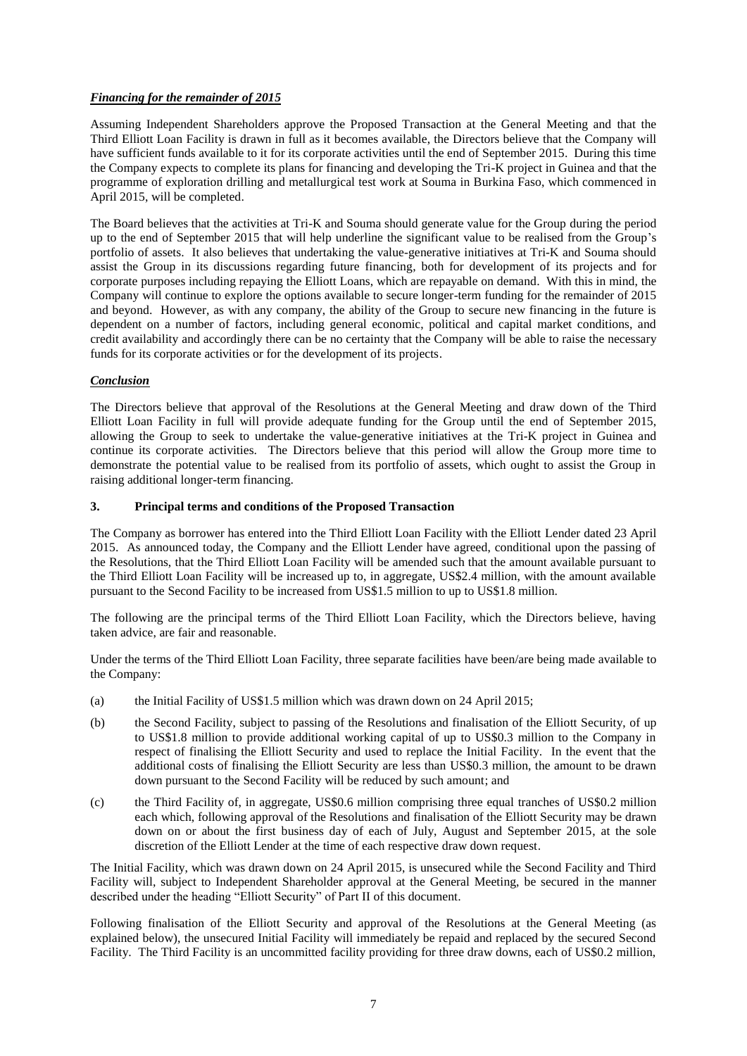***Financing for the remainder of 2015***

Assuming Independent Shareholders approve the Proposed Transaction at the General Meeting and that the Third Elliott Loan Facility is drawn in full as it becomes available, the Directors believe that the Company will have sufficient funds available to it for its corporate activities until the end of September 2015. During this time the Company expects to complete its plans for financing and developing the Tri-K project in Guinea and that the programme of exploration drilling and metallurgical test work at Souma in Burkina Faso, which commenced in April 2015, will be completed.

The Board believes that the activities at Tri-K and Souma should generate value for the Group during the period up to the end of September 2015 that will help underline the significant value to be realised from the Group's portfolio of assets. It also believes that undertaking the value-generative initiatives at Tri-K and Souma should assist the Group in its discussions regarding future financing, both for development of its projects and for corporate purposes including repaying the Elliott Loans, which are repayable on demand. With this in mind, the Company will continue to explore the options available to secure longer-term funding for the remainder of 2015 and beyond. However, as with any company, the ability of the Group to secure new financing in the future is dependent on a number of factors, including general economic, political and capital market conditions, and credit availability and accordingly there can be no certainty that the Company will be able to raise the necessary funds for its corporate activities or for the development of its projects.

***Conclusion***

The Directors believe that approval of the Resolutions at the General Meeting and draw down of the Third Elliott Loan Facility in full will provide adequate funding for the Group until the end of September 2015, allowing the Group to seek to undertake the value-generative initiatives at the Tri-K project in Guinea and continue its corporate activities. The Directors believe that this period will allow the Group more time to demonstrate the potential value to be realised from its portfolio of assets, which ought to assist the Group in raising additional longer-term financing.

### 3. Principal terms and conditions of the Proposed Transaction

The Company as borrower has entered into the Third Elliott Loan Facility with the Elliott Lender dated 23 April 2015. As announced today, the Company and the Elliott Lender have agreed, conditional upon the passing of the Resolutions, that the Third Elliott Loan Facility will be amended such that the amount available pursuant to the Third Elliott Loan Facility will be increased up to, in aggregate, US$2.4 million, with the amount available pursuant to the Second Facility to be increased from US$1.5 million to up to US$1.8 million.

The following are the principal terms of the Third Elliott Loan Facility, which the Directors believe, having taken advice, are fair and reasonable.

Under the terms of the Third Elliott Loan Facility, three separate facilities have been/are being made available to the Company:

(a) the Initial Facility of US$1.5 million which was drawn down on 24 April 2015;

(b) the Second Facility, subject to passing of the Resolutions and finalisation of the Elliott Security, of up to US$1.8 million to provide additional working capital of up to US$0.3 million to the Company in respect of finalising the Elliott Security and used to replace the Initial Facility. In the event that the additional costs of finalising the Elliott Security are less than US$0.3 million, the amount to be drawn down pursuant to the Second Facility will be reduced by such amount; and

(c) the Third Facility of, in aggregate, US$0.6 million comprising three equal tranches of US$0.2 million each which, following approval of the Resolutions and finalisation of the Elliott Security may be drawn down on or about the first business day of each of July, August and September 2015, at the sole discretion of the Elliott Lender at the time of each respective draw down request.

The Initial Facility, which was drawn down on 24 April 2015, is unsecured while the Second Facility and Third Facility will, subject to Independent Shareholder approval at the General Meeting, be secured in the manner described under the heading "Elliott Security" of Part II of this document.

Following finalisation of the Elliott Security and approval of the Resolutions at the General Meeting (as explained below), the unsecured Initial Facility will immediately be repaid and replaced by the secured Second Facility. The Third Facility is an uncommitted facility providing for three draw downs, each of US$0.2 million,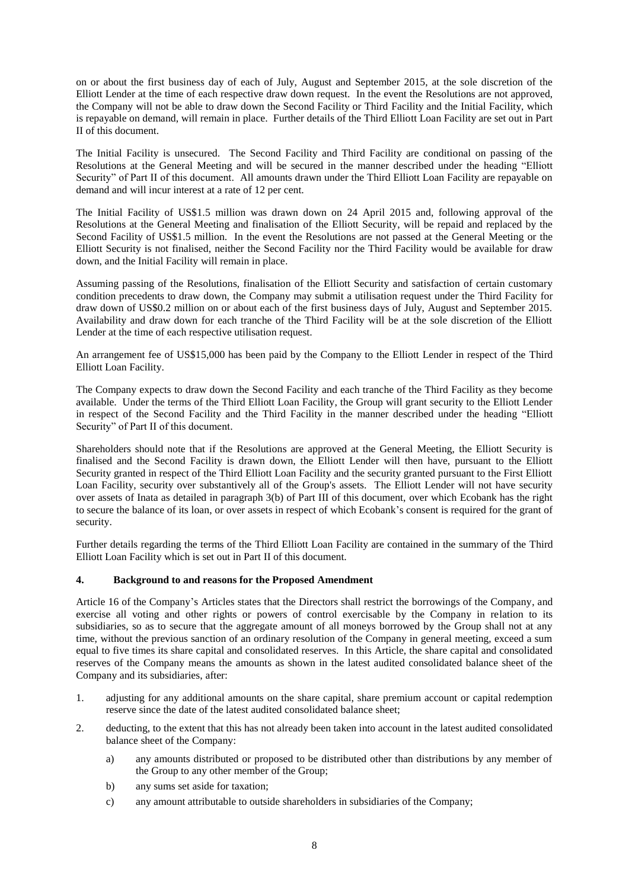on or about the first business day of each of July, August and September 2015, at the sole discretion of the Elliott Lender at the time of each respective draw down request. In the event the Resolutions are not approved, the Company will not be able to draw down the Second Facility or Third Facility and the Initial Facility, which is repayable on demand, will remain in place. Further details of the Third Elliott Loan Facility are set out in Part II of this document.

The Initial Facility is unsecured. The Second Facility and Third Facility are conditional on passing of the Resolutions at the General Meeting and will be secured in the manner described under the heading "Elliott Security" of Part II of this document. All amounts drawn under the Third Elliott Loan Facility are repayable on demand and will incur interest at a rate of 12 per cent.

The Initial Facility of US$1.5 million was drawn down on 24 April 2015 and, following approval of the Resolutions at the General Meeting and finalisation of the Elliott Security, will be repaid and replaced by the Second Facility of US$1.5 million. In the event the Resolutions are not passed at the General Meeting or the Elliott Security is not finalised, neither the Second Facility nor the Third Facility would be available for draw down, and the Initial Facility will remain in place.

Assuming passing of the Resolutions, finalisation of the Elliott Security and satisfaction of certain customary condition precedents to draw down, the Company may submit a utilisation request under the Third Facility for draw down of US$0.2 million on or about each of the first business days of July, August and September 2015. Availability and draw down for each tranche of the Third Facility will be at the sole discretion of the Elliott Lender at the time of each respective utilisation request.

An arrangement fee of US$15,000 has been paid by the Company to the Elliott Lender in respect of the Third Elliott Loan Facility.

The Company expects to draw down the Second Facility and each tranche of the Third Facility as they become available. Under the terms of the Third Elliott Loan Facility, the Group will grant security to the Elliott Lender in respect of the Second Facility and the Third Facility in the manner described under the heading "Elliott Security" of Part II of this document.

Shareholders should note that if the Resolutions are approved at the General Meeting, the Elliott Security is finalised and the Second Facility is drawn down, the Elliott Lender will then have, pursuant to the Elliott Security granted in respect of the Third Elliott Loan Facility and the security granted pursuant to the First Elliott Loan Facility, security over substantively all of the Group's assets. The Elliott Lender will not have security over assets of Inata as detailed in paragraph 3(b) of Part III of this document, over which Ecobank has the right to secure the balance of its loan, or over assets in respect of which Ecobank's consent is required for the grant of security.

Further details regarding the terms of the Third Elliott Loan Facility are contained in the summary of the Third Elliott Loan Facility which is set out in Part II of this document.

## 4. Background to and reasons for the Proposed Amendment

Article 16 of the Company's Articles states that the Directors shall restrict the borrowings of the Company, and exercise all voting and other rights or powers of control exercisable by the Company in relation to its subsidiaries, so as to secure that the aggregate amount of all moneys borrowed by the Group shall not at any time, without the previous sanction of an ordinary resolution of the Company in general meeting, exceed a sum equal to five times its share capital and consolidated reserves. In this Article, the share capital and consolidated reserves of the Company means the amounts as shown in the latest audited consolidated balance sheet of the Company and its subsidiaries, after:

1. adjusting for any additional amounts on the share capital, share premium account or capital redemption reserve since the date of the latest audited consolidated balance sheet;
2. deducting, to the extent that this has not already been taken into account in the latest audited consolidated balance sheet of the Company:
   a) any amounts distributed or proposed to be distributed other than distributions by any member of the Group to any other member of the Group;
   b) any sums set aside for taxation;
   c) any amount attributable to outside shareholders in subsidiaries of the Company;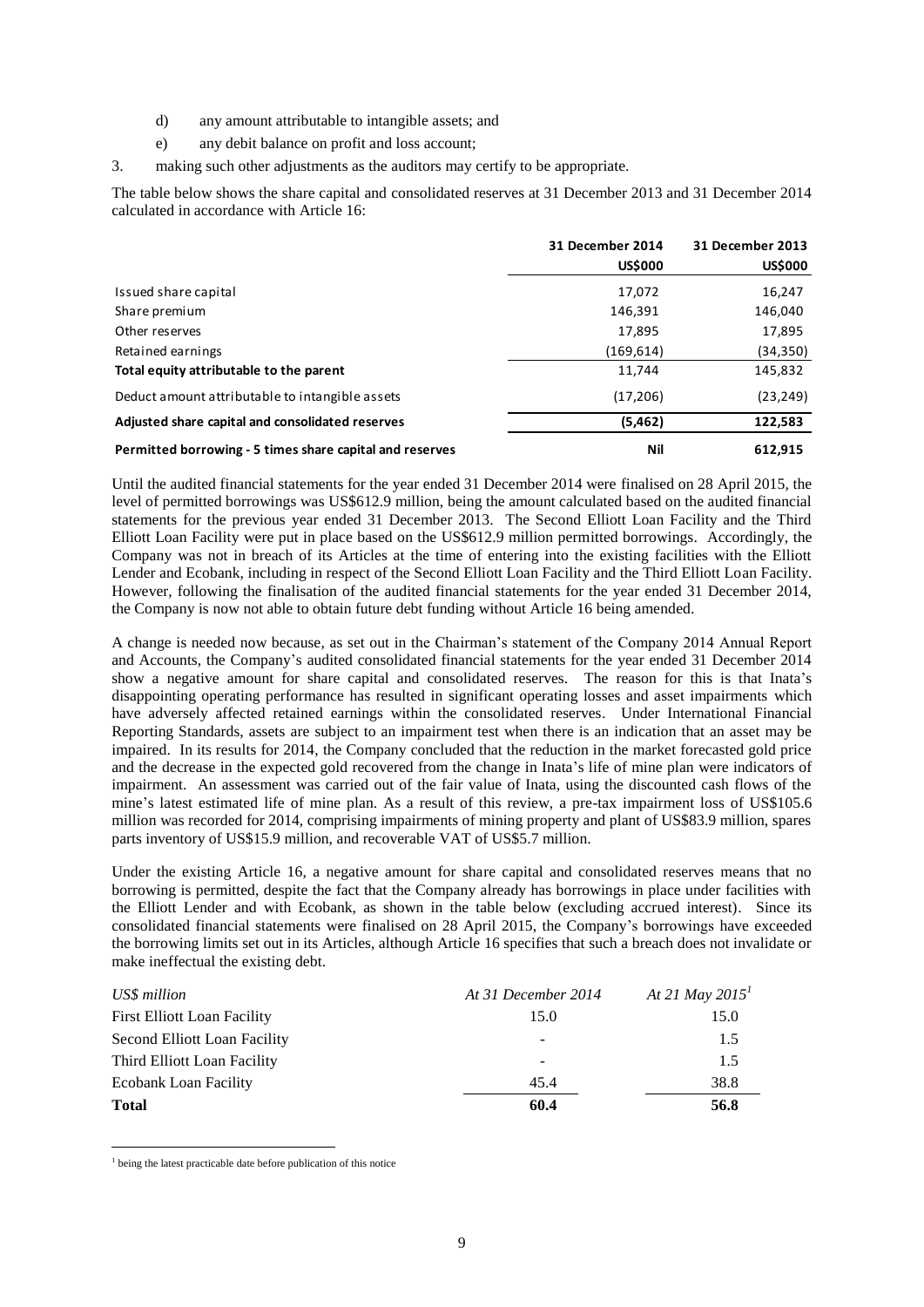d) any amount attributable to intangible assets; and

e) any debit balance on profit and loss account;

3. making such other adjustments as the auditors may certify to be appropriate.

The table below shows the share capital and consolidated reserves at 31 December 2013 and 31 December 2014 calculated in accordance with Article 16:

| | **31 December 2014** | **31 December 2013** |
|---|---|---|
| | **US$000** | **US$000** |
| Issued share capital | 17,072 | 16,247 |
| Share premium | 146,391 | 146,040 |
| Other reserves | 17,895 | 17,895 |
| Retained earnings | (169,614) | (34,350) |
| **Total equity attributable to the parent** | 11,744 | 145,832 |
| Deduct amount attributable to intangible assets | (17,206) | (23,249) |
| **Adjusted share capital and consolidated reserves** | **(5,462)** | **122,583** |
| **Permitted borrowing - 5 times share capital and reserves** | **Nil** | **612,915** |

Until the audited financial statements for the year ended 31 December 2014 were finalised on 28 April 2015, the level of permitted borrowings was US$612.9 million, being the amount calculated based on the audited financial statements for the previous year ended 31 December 2013. The Second Elliott Loan Facility and the Third Elliott Loan Facility were put in place based on the US$612.9 million permitted borrowings. Accordingly, the Company was not in breach of its Articles at the time of entering into the existing facilities with the Elliott Lender and Ecobank, including in respect of the Second Elliott Loan Facility and the Third Elliott Loan Facility. However, following the finalisation of the audited financial statements for the year ended 31 December 2014, the Company is now not able to obtain future debt funding without Article 16 being amended.

A change is needed now because, as set out in the Chairman's statement of the Company 2014 Annual Report and Accounts, the Company's audited consolidated financial statements for the year ended 31 December 2014 show a negative amount for share capital and consolidated reserves. The reason for this is that Inata's disappointing operating performance has resulted in significant operating losses and asset impairments which have adversely affected retained earnings within the consolidated reserves. Under International Financial Reporting Standards, assets are subject to an impairment test when there is an indication that an asset may be impaired. In its results for 2014, the Company concluded that the reduction in the market forecasted gold price and the decrease in the expected gold recovered from the change in Inata's life of mine plan were indicators of impairment. An assessment was carried out of the fair value of Inata, using the discounted cash flows of the mine's latest estimated life of mine plan. As a result of this review, a pre-tax impairment loss of US$105.6 million was recorded for 2014, comprising impairments of mining property and plant of US$83.9 million, spares parts inventory of US$15.9 million, and recoverable VAT of US$5.7 million.

Under the existing Article 16, a negative amount for share capital and consolidated reserves means that no borrowing is permitted, despite the fact that the Company already has borrowings in place under facilities with the Elliott Lender and with Ecobank, as shown in the table below (excluding accrued interest). Since its consolidated financial statements were finalised on 28 April 2015, the Company's borrowings have exceeded the borrowing limits set out in its Articles, although Article 16 specifies that such a breach does not invalidate or make ineffectual the existing debt.

| *US$ million* | *At 31 December 2014* | *At 21 May 2015*[1] |
|---|---|---|
| First Elliott Loan Facility | 15.0 | 15.0 |
| Second Elliott Loan Facility | - | 1.5 |
| Third Elliott Loan Facility | - | 1.5 |
| Ecobank Loan Facility | 45.4 | 38.8 |
| **Total** | **60.4** | **56.8** |

[1] being the latest practicable date before publication of this notice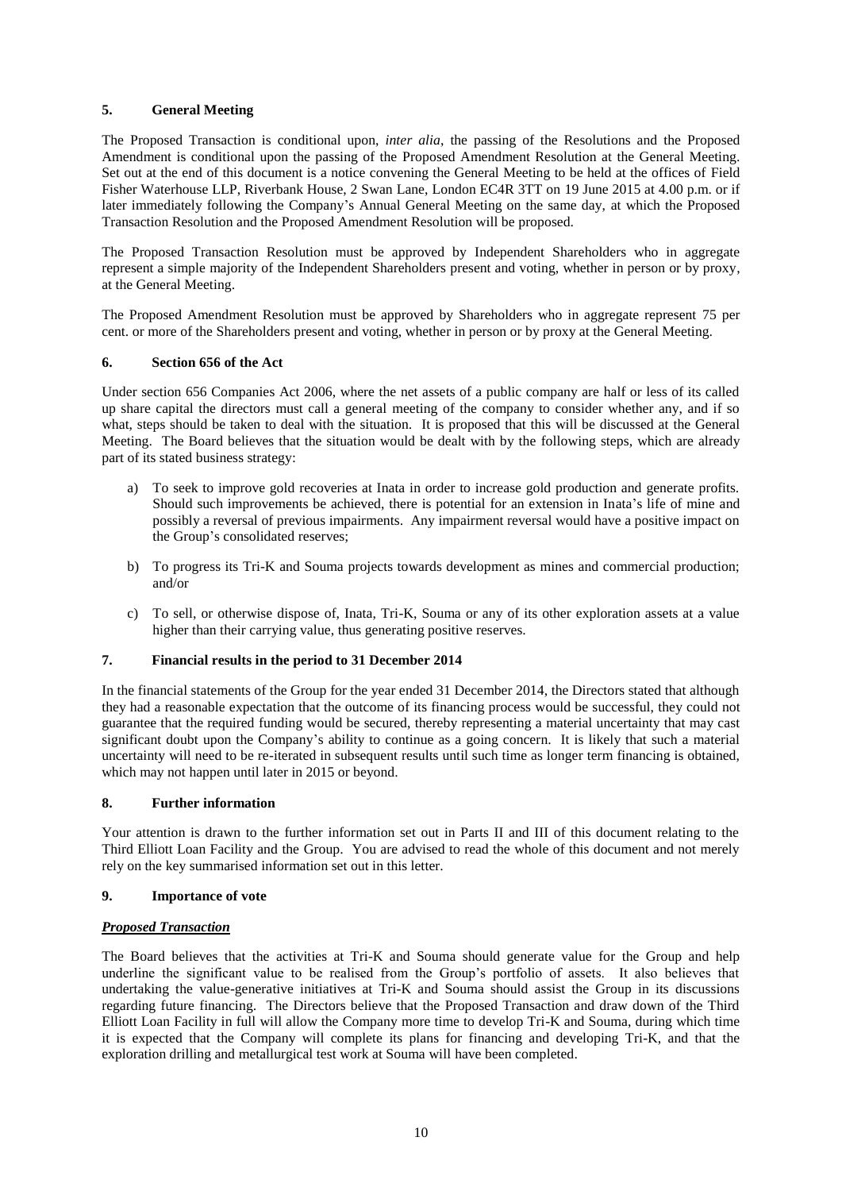## 5. General Meeting

The Proposed Transaction is conditional upon, *inter alia*, the passing of the Resolutions and the Proposed Amendment is conditional upon the passing of the Proposed Amendment Resolution at the General Meeting. Set out at the end of this document is a notice convening the General Meeting to be held at the offices of Field Fisher Waterhouse LLP, Riverbank House, 2 Swan Lane, London EC4R 3TT on 19 June 2015 at 4.00 p.m. or if later immediately following the Company's Annual General Meeting on the same day, at which the Proposed Transaction Resolution and the Proposed Amendment Resolution will be proposed.

The Proposed Transaction Resolution must be approved by Independent Shareholders who in aggregate represent a simple majority of the Independent Shareholders present and voting, whether in person or by proxy, at the General Meeting.

The Proposed Amendment Resolution must be approved by Shareholders who in aggregate represent 75 per cent. or more of the Shareholders present and voting, whether in person or by proxy at the General Meeting.

## 6. Section 656 of the Act

Under section 656 Companies Act 2006, where the net assets of a public company are half or less of its called up share capital the directors must call a general meeting of the company to consider whether any, and if so what, steps should be taken to deal with the situation. It is proposed that this will be discussed at the General Meeting. The Board believes that the situation would be dealt with by the following steps, which are already part of its stated business strategy:

a) To seek to improve gold recoveries at Inata in order to increase gold production and generate profits. Should such improvements be achieved, there is potential for an extension in Inata's life of mine and possibly a reversal of previous impairments. Any impairment reversal would have a positive impact on the Group's consolidated reserves;

b) To progress its Tri-K and Souma projects towards development as mines and commercial production; and/or

c) To sell, or otherwise dispose of, Inata, Tri-K, Souma or any of its other exploration assets at a value higher than their carrying value, thus generating positive reserves.

## 7. Financial results in the period to 31 December 2014

In the financial statements of the Group for the year ended 31 December 2014, the Directors stated that although they had a reasonable expectation that the outcome of its financing process would be successful, they could not guarantee that the required funding would be secured, thereby representing a material uncertainty that may cast significant doubt upon the Company's ability to continue as a going concern. It is likely that such a material uncertainty will need to be re-iterated in subsequent results until such time as longer term financing is obtained, which may not happen until later in 2015 or beyond.

## 8. Further information

Your attention is drawn to the further information set out in Parts II and III of this document relating to the Third Elliott Loan Facility and the Group. You are advised to read the whole of this document and not merely rely on the key summarised information set out in this letter.

## 9. Importance of vote

***Proposed Transaction***

The Board believes that the activities at Tri-K and Souma should generate value for the Group and help underline the significant value to be realised from the Group's portfolio of assets. It also believes that undertaking the value-generative initiatives at Tri-K and Souma should assist the Group in its discussions regarding future financing. The Directors believe that the Proposed Transaction and draw down of the Third Elliott Loan Facility in full will allow the Company more time to develop Tri-K and Souma, during which time it is expected that the Company will complete its plans for financing and developing Tri-K, and that the exploration drilling and metallurgical test work at Souma will have been completed.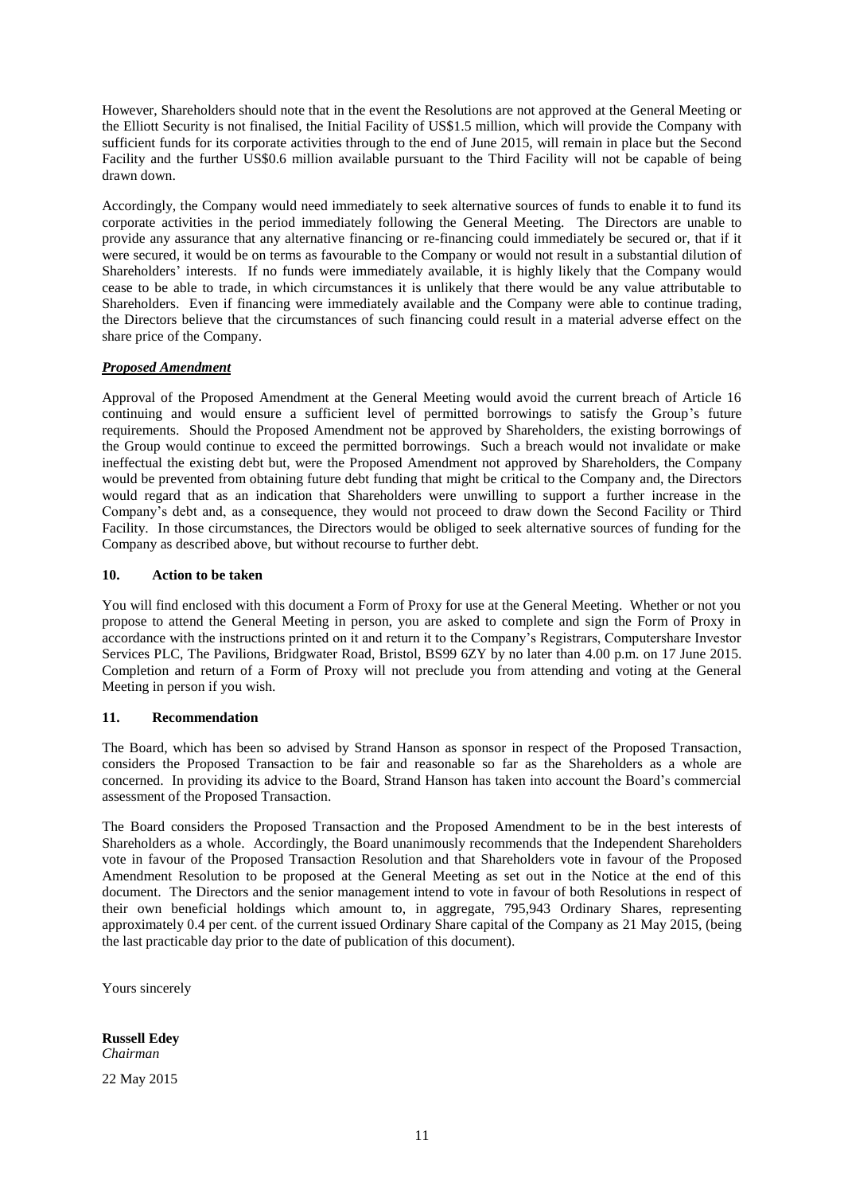However, Shareholders should note that in the event the Resolutions are not approved at the General Meeting or the Elliott Security is not finalised, the Initial Facility of US$1.5 million, which will provide the Company with sufficient funds for its corporate activities through to the end of June 2015, will remain in place but the Second Facility and the further US$0.6 million available pursuant to the Third Facility will not be capable of being drawn down.

Accordingly, the Company would need immediately to seek alternative sources of funds to enable it to fund its corporate activities in the period immediately following the General Meeting. The Directors are unable to provide any assurance that any alternative financing or re-financing could immediately be secured or, that if it were secured, it would be on terms as favourable to the Company or would not result in a substantial dilution of Shareholders' interests. If no funds were immediately available, it is highly likely that the Company would cease to be able to trade, in which circumstances it is unlikely that there would be any value attributable to Shareholders. Even if financing were immediately available and the Company were able to continue trading, the Directors believe that the circumstances of such financing could result in a material adverse effect on the share price of the Company.

***Proposed Amendment***

Approval of the Proposed Amendment at the General Meeting would avoid the current breach of Article 16 continuing and would ensure a sufficient level of permitted borrowings to satisfy the Group's future requirements. Should the Proposed Amendment not be approved by Shareholders, the existing borrowings of the Group would continue to exceed the permitted borrowings. Such a breach would not invalidate or make ineffectual the existing debt but, were the Proposed Amendment not approved by Shareholders, the Company would be prevented from obtaining future debt funding that might be critical to the Company and, the Directors would regard that as an indication that Shareholders were unwilling to support a further increase in the Company's debt and, as a consequence, they would not proceed to draw down the Second Facility or Third Facility. In those circumstances, the Directors would be obliged to seek alternative sources of funding for the Company as described above, but without recourse to further debt.

**10. Action to be taken**

You will find enclosed with this document a Form of Proxy for use at the General Meeting. Whether or not you propose to attend the General Meeting in person, you are asked to complete and sign the Form of Proxy in accordance with the instructions printed on it and return it to the Company's Registrars, Computershare Investor Services PLC, The Pavilions, Bridgwater Road, Bristol, BS99 6ZY by no later than 4.00 p.m. on 17 June 2015. Completion and return of a Form of Proxy will not preclude you from attending and voting at the General Meeting in person if you wish.

**11. Recommendation**

The Board, which has been so advised by Strand Hanson as sponsor in respect of the Proposed Transaction, considers the Proposed Transaction to be fair and reasonable so far as the Shareholders as a whole are concerned. In providing its advice to the Board, Strand Hanson has taken into account the Board's commercial assessment of the Proposed Transaction.

The Board considers the Proposed Transaction and the Proposed Amendment to be in the best interests of Shareholders as a whole. Accordingly, the Board unanimously recommends that the Independent Shareholders vote in favour of the Proposed Transaction Resolution and that Shareholders vote in favour of the Proposed Amendment Resolution to be proposed at the General Meeting as set out in the Notice at the end of this document. The Directors and the senior management intend to vote in favour of both Resolutions in respect of their own beneficial holdings which amount to, in aggregate, 795,943 Ordinary Shares, representing approximately 0.4 per cent. of the current issued Ordinary Share capital of the Company as 21 May 2015, (being the last practicable day prior to the date of publication of this document).

Yours sincerely

**Russell Edey**
*Chairman*

22 May 2015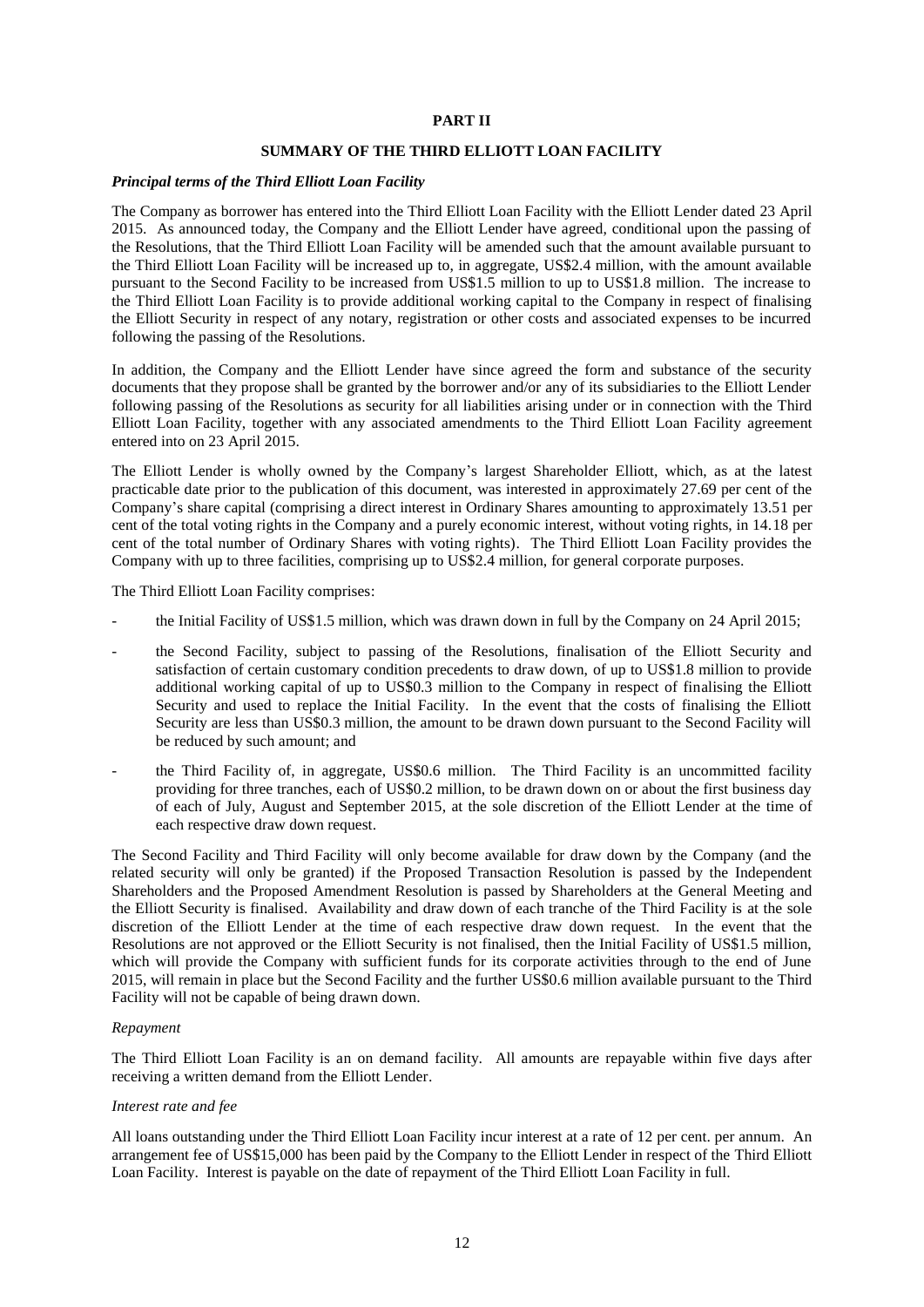# PART II

## SUMMARY OF THE THIRD ELLIOTT LOAN FACILITY

***Principal terms of the Third Elliott Loan Facility***

The Company as borrower has entered into the Third Elliott Loan Facility with the Elliott Lender dated 23 April 2015. As announced today, the Company and the Elliott Lender have agreed, conditional upon the passing of the Resolutions, that the Third Elliott Loan Facility will be amended such that the amount available pursuant to the Third Elliott Loan Facility will be increased up to, in aggregate, US$2.4 million, with the amount available pursuant to the Second Facility to be increased from US$1.5 million to up to US$1.8 million. The increase to the Third Elliott Loan Facility is to provide additional working capital to the Company in respect of finalising the Elliott Security in respect of any notary, registration or other costs and associated expenses to be incurred following the passing of the Resolutions.

In addition, the Company and the Elliott Lender have since agreed the form and substance of the security documents that they propose shall be granted by the borrower and/or any of its subsidiaries to the Elliott Lender following passing of the Resolutions as security for all liabilities arising under or in connection with the Third Elliott Loan Facility, together with any associated amendments to the Third Elliott Loan Facility agreement entered into on 23 April 2015.

The Elliott Lender is wholly owned by the Company's largest Shareholder Elliott, which, as at the latest practicable date prior to the publication of this document, was interested in approximately 27.69 per cent of the Company's share capital (comprising a direct interest in Ordinary Shares amounting to approximately 13.51 per cent of the total voting rights in the Company and a purely economic interest, without voting rights, in 14.18 per cent of the total number of Ordinary Shares with voting rights). The Third Elliott Loan Facility provides the Company with up to three facilities, comprising up to US$2.4 million, for general corporate purposes.

The Third Elliott Loan Facility comprises:

- the Initial Facility of US$1.5 million, which was drawn down in full by the Company on 24 April 2015;
- the Second Facility, subject to passing of the Resolutions, finalisation of the Elliott Security and satisfaction of certain customary condition precedents to draw down, of up to US$1.8 million to provide additional working capital of up to US$0.3 million to the Company in respect of finalising the Elliott Security and used to replace the Initial Facility. In the event that the costs of finalising the Elliott Security are less than US$0.3 million, the amount to be drawn down pursuant to the Second Facility will be reduced by such amount; and
- the Third Facility of, in aggregate, US$0.6 million. The Third Facility is an uncommitted facility providing for three tranches, each of US$0.2 million, to be drawn down on or about the first business day of each of July, August and September 2015, at the sole discretion of the Elliott Lender at the time of each respective draw down request.

The Second Facility and Third Facility will only become available for draw down by the Company (and the related security will only be granted) if the Proposed Transaction Resolution is passed by the Independent Shareholders and the Proposed Amendment Resolution is passed by Shareholders at the General Meeting and the Elliott Security is finalised. Availability and draw down of each tranche of the Third Facility is at the sole discretion of the Elliott Lender at the time of each respective draw down request. In the event that the Resolutions are not approved or the Elliott Security is not finalised, then the Initial Facility of US$1.5 million, which will provide the Company with sufficient funds for its corporate activities through to the end of June 2015, will remain in place but the Second Facility and the further US$0.6 million available pursuant to the Third Facility will not be capable of being drawn down.

*Repayment*

The Third Elliott Loan Facility is an on demand facility. All amounts are repayable within five days after receiving a written demand from the Elliott Lender.

*Interest rate and fee*

All loans outstanding under the Third Elliott Loan Facility incur interest at a rate of 12 per cent. per annum. An arrangement fee of US$15,000 has been paid by the Company to the Elliott Lender in respect of the Third Elliott Loan Facility. Interest is payable on the date of repayment of the Third Elliott Loan Facility in full.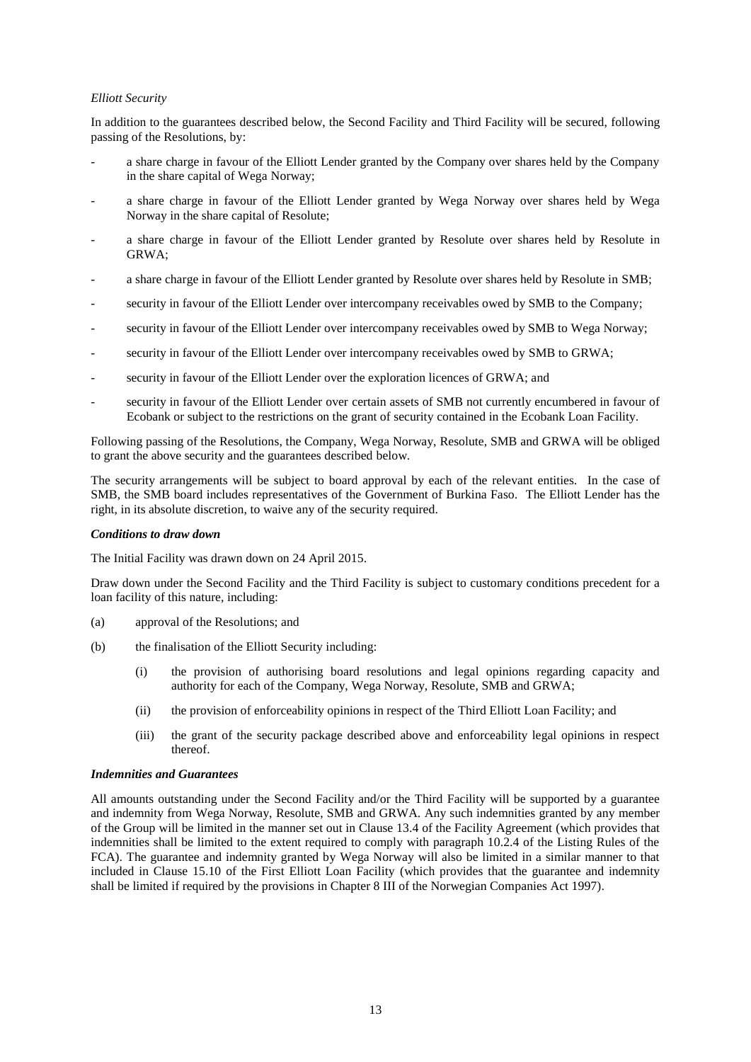*Elliott Security*

In addition to the guarantees described below, the Second Facility and Third Facility will be secured, following passing of the Resolutions, by:

- a share charge in favour of the Elliott Lender granted by the Company over shares held by the Company in the share capital of Wega Norway;
- a share charge in favour of the Elliott Lender granted by Wega Norway over shares held by Wega Norway in the share capital of Resolute;
- a share charge in favour of the Elliott Lender granted by Resolute over shares held by Resolute in GRWA;
- a share charge in favour of the Elliott Lender granted by Resolute over shares held by Resolute in SMB;
- security in favour of the Elliott Lender over intercompany receivables owed by SMB to the Company;
- security in favour of the Elliott Lender over intercompany receivables owed by SMB to Wega Norway;
- security in favour of the Elliott Lender over intercompany receivables owed by SMB to GRWA;
- security in favour of the Elliott Lender over the exploration licences of GRWA; and
- security in favour of the Elliott Lender over certain assets of SMB not currently encumbered in favour of Ecobank or subject to the restrictions on the grant of security contained in the Ecobank Loan Facility.

Following passing of the Resolutions, the Company, Wega Norway, Resolute, SMB and GRWA will be obliged to grant the above security and the guarantees described below.

The security arrangements will be subject to board approval by each of the relevant entities. In the case of SMB, the SMB board includes representatives of the Government of Burkina Faso. The Elliott Lender has the right, in its absolute discretion, to waive any of the security required.

***Conditions to draw down***

The Initial Facility was drawn down on 24 April 2015.

Draw down under the Second Facility and the Third Facility is subject to customary conditions precedent for a loan facility of this nature, including:

(a) approval of the Resolutions; and

(b) the finalisation of the Elliott Security including:

    (i) the provision of authorising board resolutions and legal opinions regarding capacity and authority for each of the Company, Wega Norway, Resolute, SMB and GRWA;

    (ii) the provision of enforceability opinions in respect of the Third Elliott Loan Facility; and

    (iii) the grant of the security package described above and enforceability legal opinions in respect thereof.

***Indemnities and Guarantees***

All amounts outstanding under the Second Facility and/or the Third Facility will be supported by a guarantee and indemnity from Wega Norway, Resolute, SMB and GRWA. Any such indemnities granted by any member of the Group will be limited in the manner set out in Clause 13.4 of the Facility Agreement (which provides that indemnities shall be limited to the extent required to comply with paragraph 10.2.4 of the Listing Rules of the FCA). The guarantee and indemnity granted by Wega Norway will also be limited in a similar manner to that included in Clause 15.10 of the First Elliott Loan Facility (which provides that the guarantee and indemnity shall be limited if required by the provisions in Chapter 8 III of the Norwegian Companies Act 1997).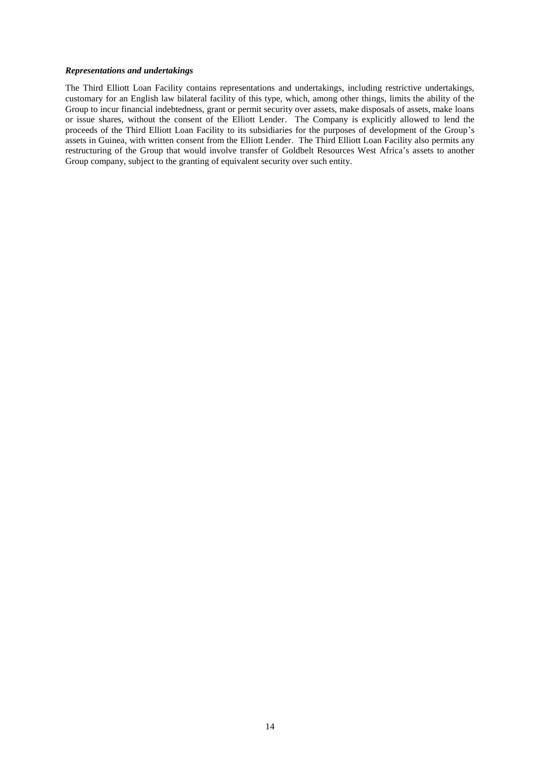***Representations and undertakings***

The Third Elliott Loan Facility contains representations and undertakings, including restrictive undertakings, customary for an English law bilateral facility of this type, which, among other things, limits the ability of the Group to incur financial indebtedness, grant or permit security over assets, make disposals of assets, make loans or issue shares, without the consent of the Elliott Lender. The Company is explicitly allowed to lend the proceeds of the Third Elliott Loan Facility to its subsidiaries for the purposes of development of the Group's assets in Guinea, with written consent from the Elliott Lender. The Third Elliott Loan Facility also permits any restructuring of the Group that would involve transfer of Goldbelt Resources West Africa's assets to another Group company, subject to the granting of equivalent security over such entity.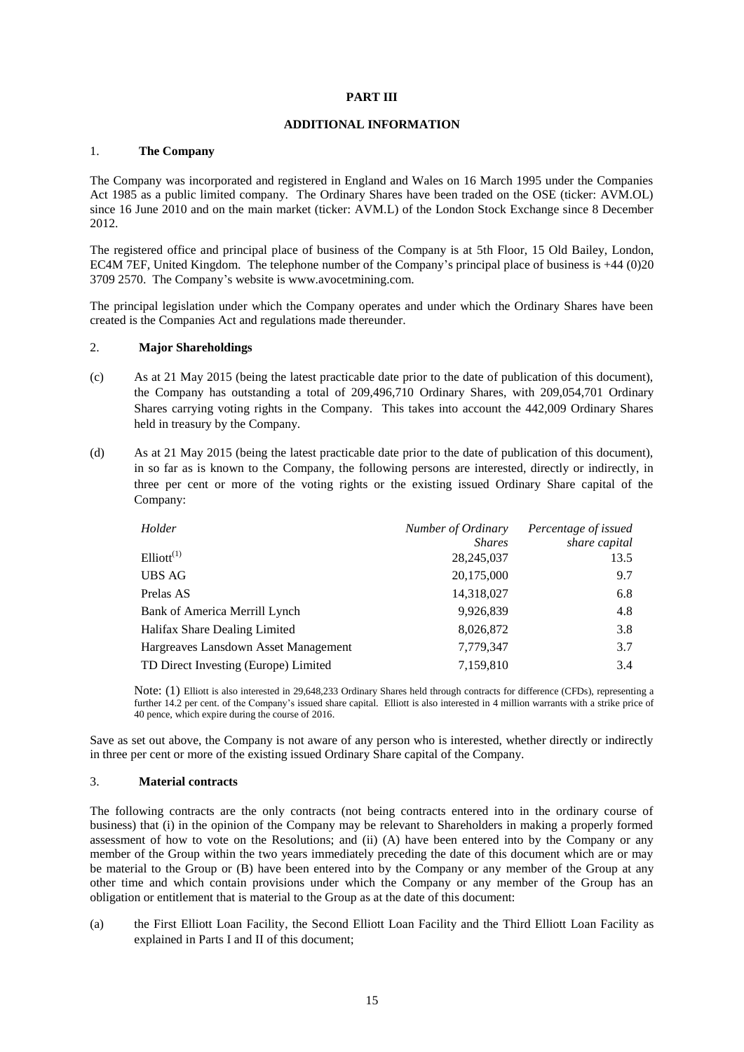# PART III

## ADDITIONAL INFORMATION

### 1. The Company

The Company was incorporated and registered in England and Wales on 16 March 1995 under the Companies Act 1985 as a public limited company. The Ordinary Shares have been traded on the OSE (ticker: AVM.OL) since 16 June 2010 and on the main market (ticker: AVM.L) of the London Stock Exchange since 8 December 2012.

The registered office and principal place of business of the Company is at 5th Floor, 15 Old Bailey, London, EC4M 7EF, United Kingdom. The telephone number of the Company's principal place of business is +44 (0)20 3709 2570. The Company's website is www.avocetmining.com.

The principal legislation under which the Company operates and under which the Ordinary Shares have been created is the Companies Act and regulations made thereunder.

### 2. Major Shareholdings

(c) As at 21 May 2015 (being the latest practicable date prior to the date of publication of this document), the Company has outstanding a total of 209,496,710 Ordinary Shares, with 209,054,701 Ordinary Shares carrying voting rights in the Company. This takes into account the 442,009 Ordinary Shares held in treasury by the Company.

(d) As at 21 May 2015 (being the latest practicable date prior to the date of publication of this document), in so far as is known to the Company, the following persons are interested, directly or indirectly, in three per cent or more of the voting rights or the existing issued Ordinary Share capital of the Company:

| *Holder* | *Number of Ordinary Shares* | *Percentage of issued share capital* |
|---|---|---|
| Elliott[(1)] | 28,245,037 | 13.5 |
| UBS AG | 20,175,000 | 9.7 |
| Prelas AS | 14,318,027 | 6.8 |
| Bank of America Merrill Lynch | 9,926,839 | 4.8 |
| Halifax Share Dealing Limited | 8,026,872 | 3.8 |
| Hargreaves Lansdown Asset Management | 7,779,347 | 3.7 |
| TD Direct Investing (Europe) Limited | 7,159,810 | 3.4 |

Note: (1) Elliott is also interested in 29,648,233 Ordinary Shares held through contracts for difference (CFDs), representing a further 14.2 per cent. of the Company's issued share capital. Elliott is also interested in 4 million warrants with a strike price of 40 pence, which expire during the course of 2016.

Save as set out above, the Company is not aware of any person who is interested, whether directly or indirectly in three per cent or more of the existing issued Ordinary Share capital of the Company.

### 3. Material contracts

The following contracts are the only contracts (not being contracts entered into in the ordinary course of business) that (i) in the opinion of the Company may be relevant to Shareholders in making a properly formed assessment of how to vote on the Resolutions; and (ii) (A) have been entered into by the Company or any member of the Group within the two years immediately preceding the date of this document which are or may be material to the Group or (B) have been entered into by the Company or any member of the Group at any other time and which contain provisions under which the Company or any member of the Group has an obligation or entitlement that is material to the Group as at the date of this document:

(a) the First Elliott Loan Facility, the Second Elliott Loan Facility and the Third Elliott Loan Facility as explained in Parts I and II of this document;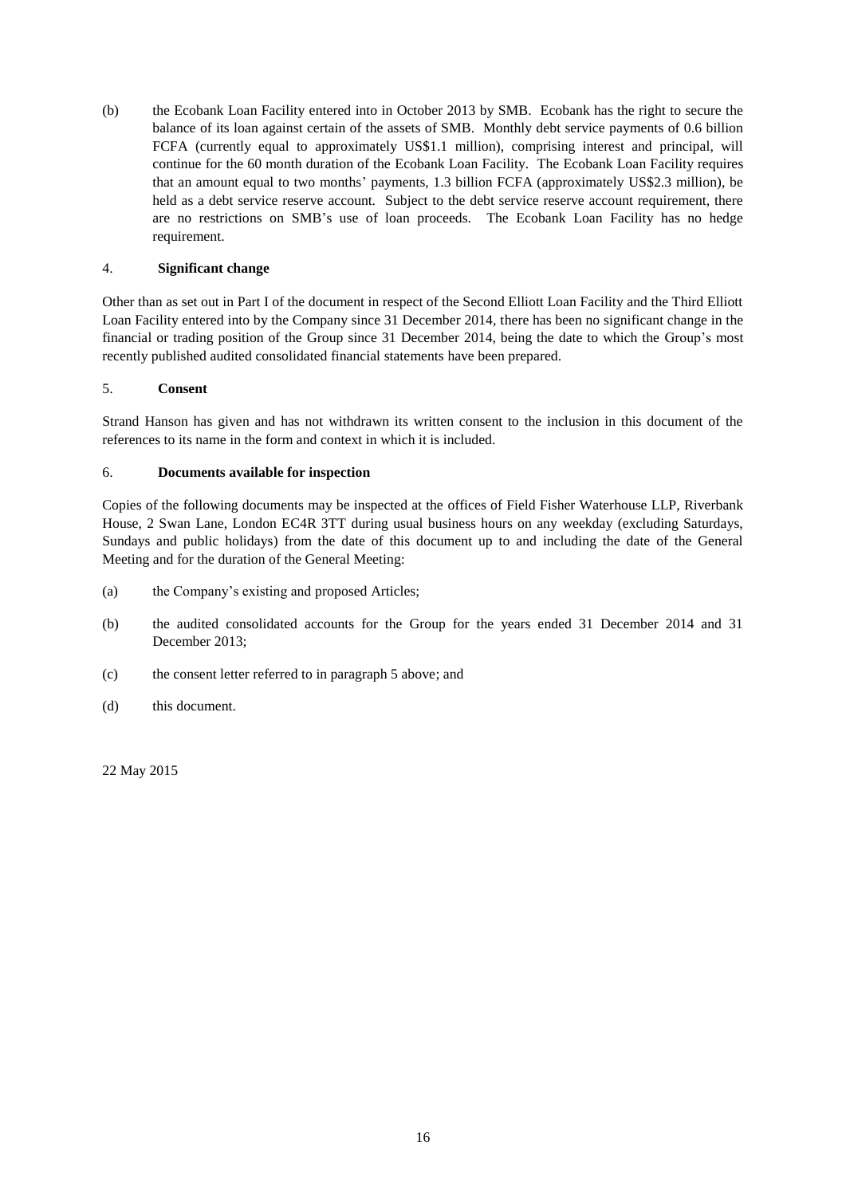(b) the Ecobank Loan Facility entered into in October 2013 by SMB. Ecobank has the right to secure the balance of its loan against certain of the assets of SMB. Monthly debt service payments of 0.6 billion FCFA (currently equal to approximately US$1.1 million), comprising interest and principal, will continue for the 60 month duration of the Ecobank Loan Facility. The Ecobank Loan Facility requires that an amount equal to two months' payments, 1.3 billion FCFA (approximately US$2.3 million), be held as a debt service reserve account. Subject to the debt service reserve account requirement, there are no restrictions on SMB's use of loan proceeds. The Ecobank Loan Facility has no hedge requirement.

### 4. Significant change

Other than as set out in Part I of the document in respect of the Second Elliott Loan Facility and the Third Elliott Loan Facility entered into by the Company since 31 December 2014, there has been no significant change in the financial or trading position of the Group since 31 December 2014, being the date to which the Group's most recently published audited consolidated financial statements have been prepared.

### 5. Consent

Strand Hanson has given and has not withdrawn its written consent to the inclusion in this document of the references to its name in the form and context in which it is included.

### 6. Documents available for inspection

Copies of the following documents may be inspected at the offices of Field Fisher Waterhouse LLP, Riverbank House, 2 Swan Lane, London EC4R 3TT during usual business hours on any weekday (excluding Saturdays, Sundays and public holidays) from the date of this document up to and including the date of the General Meeting and for the duration of the General Meeting:

(a) the Company's existing and proposed Articles;

(b) the audited consolidated accounts for the Group for the years ended 31 December 2014 and 31 December 2013;

(c) the consent letter referred to in paragraph 5 above; and

(d) this document.

22 May 2015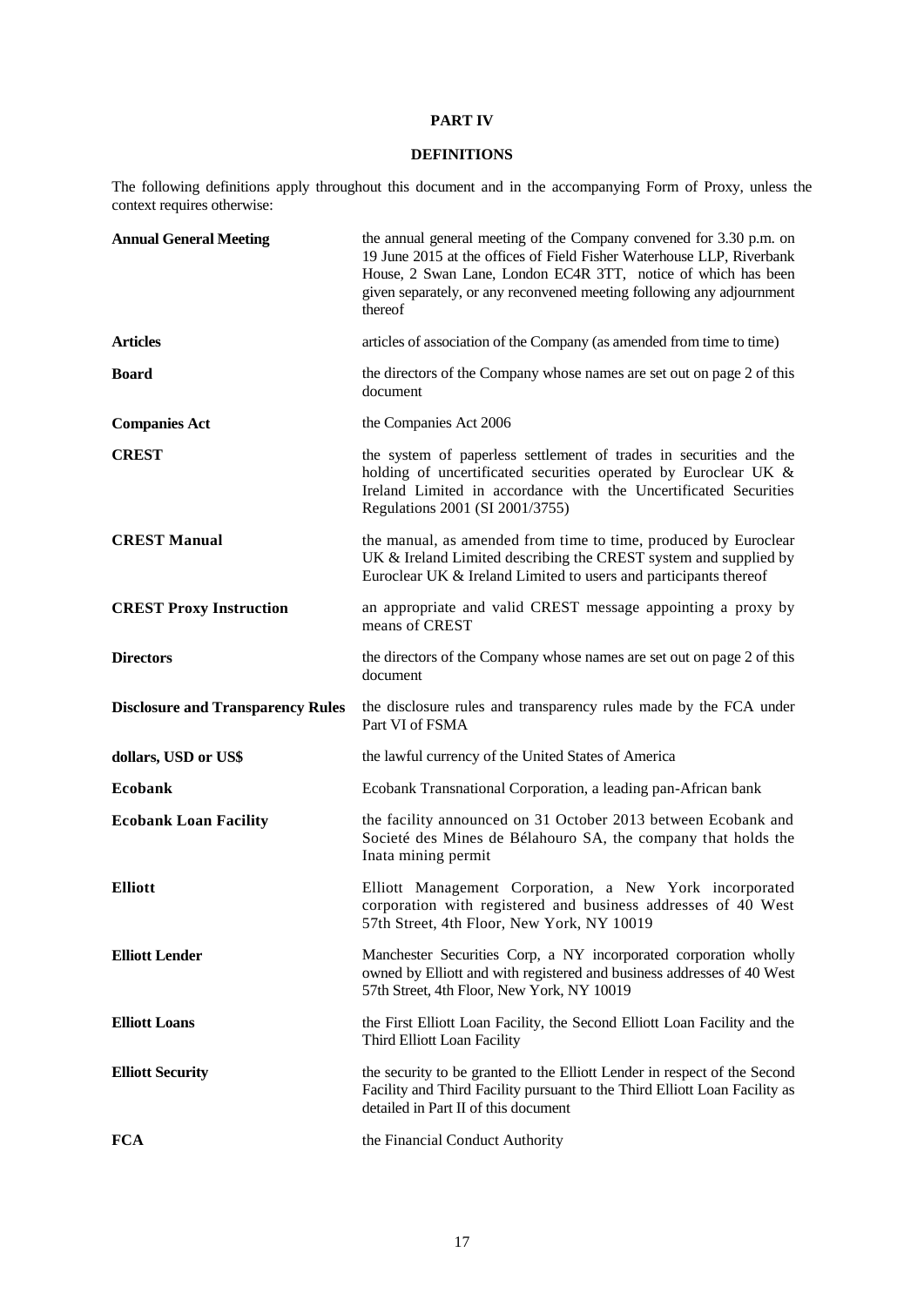## PART IV

## DEFINITIONS

The following definitions apply throughout this document and in the accompanying Form of Proxy, unless the context requires otherwise:

| | |
|---|---|
| **Annual General Meeting** | the annual general meeting of the Company convened for 3.30 p.m. on 19 June 2015 at the offices of Field Fisher Waterhouse LLP, Riverbank House, 2 Swan Lane, London EC4R 3TT, notice of which has been given separately, or any reconvened meeting following any adjournment thereof |
| **Articles** | articles of association of the Company (as amended from time to time) |
| **Board** | the directors of the Company whose names are set out on page 2 of this document |
| **Companies Act** | the Companies Act 2006 |
| **CREST** | the system of paperless settlement of trades in securities and the holding of uncertificated securities operated by Euroclear UK & Ireland Limited in accordance with the Uncertificated Securities Regulations 2001 (SI 2001/3755) |
| **CREST Manual** | the manual, as amended from time to time, produced by Euroclear UK & Ireland Limited describing the CREST system and supplied by Euroclear UK & Ireland Limited to users and participants thereof |
| **CREST Proxy Instruction** | an appropriate and valid CREST message appointing a proxy by means of CREST |
| **Directors** | the directors of the Company whose names are set out on page 2 of this document |
| **Disclosure and Transparency Rules** | the disclosure rules and transparency rules made by the FCA under Part VI of FSMA |
| **dollars, USD or US$** | the lawful currency of the United States of America |
| **Ecobank** | Ecobank Transnational Corporation, a leading pan-African bank |
| **Ecobank Loan Facility** | the facility announced on 31 October 2013 between Ecobank and Societé des Mines de Bélahouro SA, the company that holds the Inata mining permit |
| **Elliott** | Elliott Management Corporation, a New York incorporated corporation with registered and business addresses of 40 West 57th Street, 4th Floor, New York, NY 10019 |
| **Elliott Lender** | Manchester Securities Corp, a NY incorporated corporation wholly owned by Elliott and with registered and business addresses of 40 West 57th Street, 4th Floor, New York, NY 10019 |
| **Elliott Loans** | the First Elliott Loan Facility, the Second Elliott Loan Facility and the Third Elliott Loan Facility |
| **Elliott Security** | the security to be granted to the Elliott Lender in respect of the Second Facility and Third Facility pursuant to the Third Elliott Loan Facility as detailed in Part II of this document |
| **FCA** | the Financial Conduct Authority |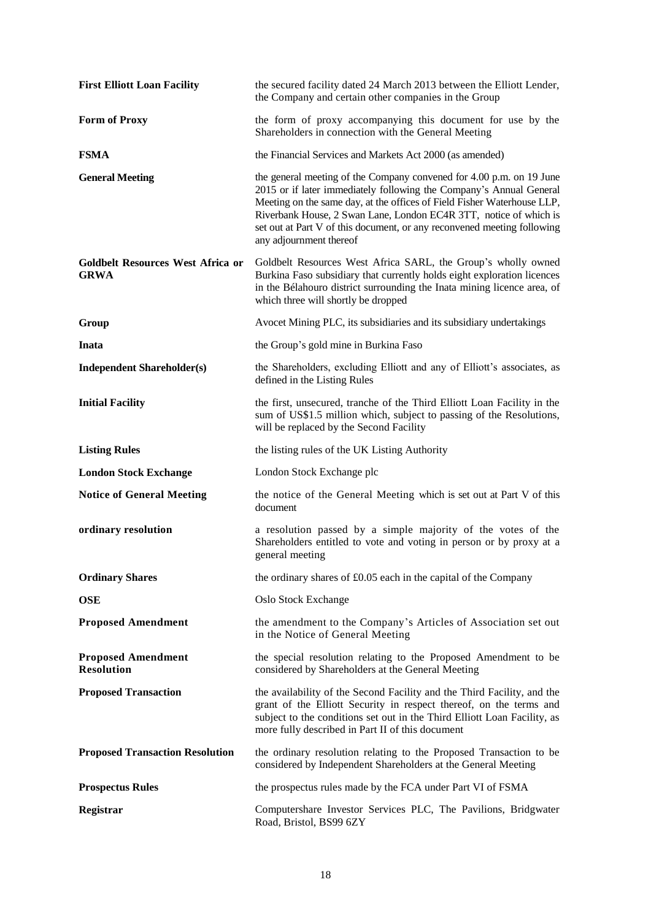| | |
|---|---|
| **First Elliott Loan Facility** | the secured facility dated 24 March 2013 between the Elliott Lender, the Company and certain other companies in the Group |
| **Form of Proxy** | the form of proxy accompanying this document for use by the Shareholders in connection with the General Meeting |
| **FSMA** | the Financial Services and Markets Act 2000 (as amended) |
| **General Meeting** | the general meeting of the Company convened for 4.00 p.m. on 19 June 2015 or if later immediately following the Company's Annual General Meeting on the same day, at the offices of Field Fisher Waterhouse LLP, Riverbank House, 2 Swan Lane, London EC4R 3TT, notice of which is set out at Part V of this document, or any reconvened meeting following any adjournment thereof |
| **Goldbelt Resources West Africa or GRWA** | Goldbelt Resources West Africa SARL, the Group's wholly owned Burkina Faso subsidiary that currently holds eight exploration licences in the Bélahouro district surrounding the Inata mining licence area, of which three will shortly be dropped |
| **Group** | Avocet Mining PLC, its subsidiaries and its subsidiary undertakings |
| **Inata** | the Group's gold mine in Burkina Faso |
| **Independent Shareholder(s)** | the Shareholders, excluding Elliott and any of Elliott's associates, as defined in the Listing Rules |
| **Initial Facility** | the first, unsecured, tranche of the Third Elliott Loan Facility in the sum of US$1.5 million which, subject to passing of the Resolutions, will be replaced by the Second Facility |
| **Listing Rules** | the listing rules of the UK Listing Authority |
| **London Stock Exchange** | London Stock Exchange plc |
| **Notice of General Meeting** | the notice of the General Meeting which is set out at Part V of this document |
| **ordinary resolution** | a resolution passed by a simple majority of the votes of the Shareholders entitled to vote and voting in person or by proxy at a general meeting |
| **Ordinary Shares** | the ordinary shares of £0.05 each in the capital of the Company |
| **OSE** | Oslo Stock Exchange |
| **Proposed Amendment** | the amendment to the Company's Articles of Association set out in the Notice of General Meeting |
| **Proposed Amendment Resolution** | the special resolution relating to the Proposed Amendment to be considered by Shareholders at the General Meeting |
| **Proposed Transaction** | the availability of the Second Facility and the Third Facility, and the grant of the Elliott Security in respect thereof, on the terms and subject to the conditions set out in the Third Elliott Loan Facility, as more fully described in Part II of this document |
| **Proposed Transaction Resolution** | the ordinary resolution relating to the Proposed Transaction to be considered by Independent Shareholders at the General Meeting |
| **Prospectus Rules** | the prospectus rules made by the FCA under Part VI of FSMA |
| **Registrar** | Computershare Investor Services PLC, The Pavilions, Bridgwater Road, Bristol, BS99 6ZY |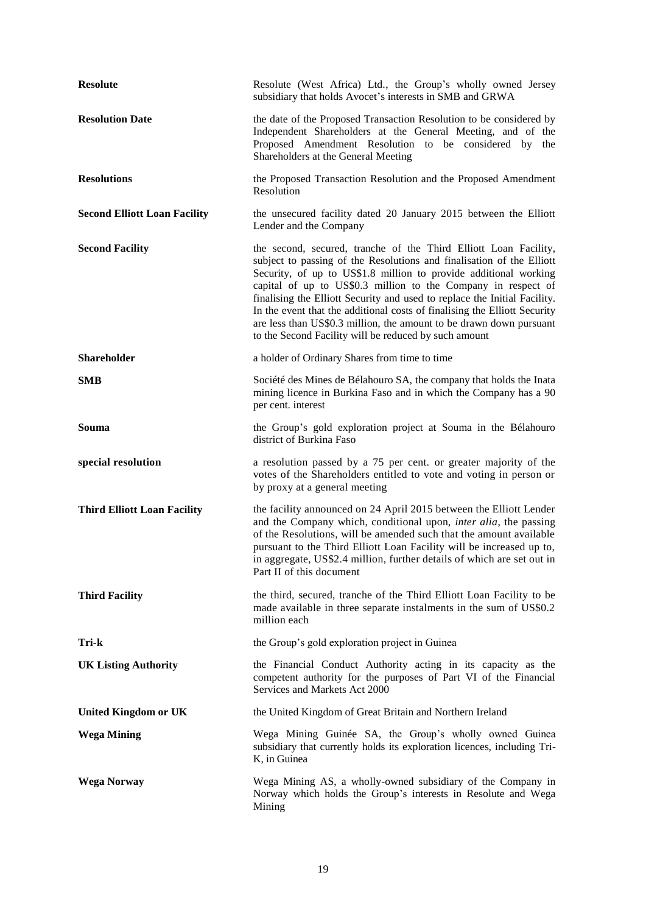| | |
|---|---|
| **Resolute** | Resolute (West Africa) Ltd., the Group's wholly owned Jersey subsidiary that holds Avocet's interests in SMB and GRWA |
| **Resolution Date** | the date of the Proposed Transaction Resolution to be considered by Independent Shareholders at the General Meeting, and of the Proposed Amendment Resolution to be considered by the Shareholders at the General Meeting |
| **Resolutions** | the Proposed Transaction Resolution and the Proposed Amendment Resolution |
| **Second Elliott Loan Facility** | the unsecured facility dated 20 January 2015 between the Elliott Lender and the Company |
| **Second Facility** | the second, secured, tranche of the Third Elliott Loan Facility, subject to passing of the Resolutions and finalisation of the Elliott Security, of up to US$1.8 million to provide additional working capital of up to US$0.3 million to the Company in respect of finalising the Elliott Security and used to replace the Initial Facility. In the event that the additional costs of finalising the Elliott Security are less than US$0.3 million, the amount to be drawn down pursuant to the Second Facility will be reduced by such amount |
| **Shareholder** | a holder of Ordinary Shares from time to time |
| **SMB** | Société des Mines de Bélahouro SA, the company that holds the Inata mining licence in Burkina Faso and in which the Company has a 90 per cent. interest |
| **Souma** | the Group's gold exploration project at Souma in the Bélahouro district of Burkina Faso |
| **special resolution** | a resolution passed by a 75 per cent. or greater majority of the votes of the Shareholders entitled to vote and voting in person or by proxy at a general meeting |
| **Third Elliott Loan Facility** | the facility announced on 24 April 2015 between the Elliott Lender and the Company which, conditional upon, *inter alia*, the passing of the Resolutions, will be amended such that the amount available pursuant to the Third Elliott Loan Facility will be increased up to, in aggregate, US$2.4 million, further details of which are set out in Part II of this document |
| **Third Facility** | the third, secured, tranche of the Third Elliott Loan Facility to be made available in three separate instalments in the sum of US$0.2 million each |
| **Tri-k** | the Group's gold exploration project in Guinea |
| **UK Listing Authority** | the Financial Conduct Authority acting in its capacity as the competent authority for the purposes of Part VI of the Financial Services and Markets Act 2000 |
| **United Kingdom or UK** | the United Kingdom of Great Britain and Northern Ireland |
| **Wega Mining** | Wega Mining Guinée SA, the Group's wholly owned Guinea subsidiary that currently holds its exploration licences, including Tri-K, in Guinea |
| **Wega Norway** | Wega Mining AS, a wholly-owned subsidiary of the Company in Norway which holds the Group's interests in Resolute and Wega Mining |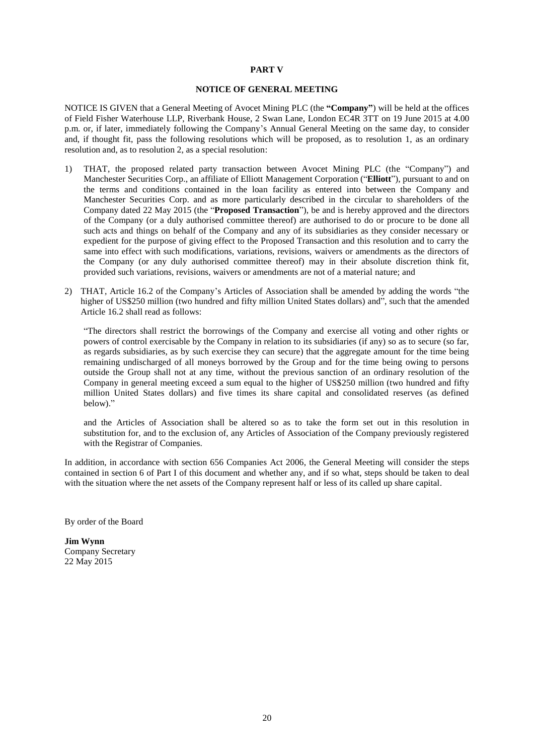## PART V

## NOTICE OF GENERAL MEETING

NOTICE IS GIVEN that a General Meeting of Avocet Mining PLC (the **"Company"**) will be held at the offices of Field Fisher Waterhouse LLP, Riverbank House, 2 Swan Lane, London EC4R 3TT on 19 June 2015 at 4.00 p.m. or, if later, immediately following the Company's Annual General Meeting on the same day, to consider and, if thought fit, pass the following resolutions which will be proposed, as to resolution 1, as an ordinary resolution and, as to resolution 2, as a special resolution:

1) THAT, the proposed related party transaction between Avocet Mining PLC (the "Company") and Manchester Securities Corp., an affiliate of Elliott Management Corporation ("**Elliott**"), pursuant to and on the terms and conditions contained in the loan facility as entered into between the Company and Manchester Securities Corp. and as more particularly described in the circular to shareholders of the Company dated 22 May 2015 (the "**Proposed Transaction**"), be and is hereby approved and the directors of the Company (or a duly authorised committee thereof) are authorised to do or procure to be done all such acts and things on behalf of the Company and any of its subsidiaries as they consider necessary or expedient for the purpose of giving effect to the Proposed Transaction and this resolution and to carry the same into effect with such modifications, variations, revisions, waivers or amendments as the directors of the Company (or any duly authorised committee thereof) may in their absolute discretion think fit, provided such variations, revisions, waivers or amendments are not of a material nature; and

2) THAT, Article 16.2 of the Company's Articles of Association shall be amended by adding the words "the higher of US$250 million (two hundred and fifty million United States dollars) and", such that the amended Article 16.2 shall read as follows:

   "The directors shall restrict the borrowings of the Company and exercise all voting and other rights or powers of control exercisable by the Company in relation to its subsidiaries (if any) so as to secure (so far, as regards subsidiaries, as by such exercise they can secure) that the aggregate amount for the time being remaining undischarged of all moneys borrowed by the Group and for the time being owing to persons outside the Group shall not at any time, without the previous sanction of an ordinary resolution of the Company in general meeting exceed a sum equal to the higher of US$250 million (two hundred and fifty million United States dollars) and five times its share capital and consolidated reserves (as defined below)."

   and the Articles of Association shall be altered so as to take the form set out in this resolution in substitution for, and to the exclusion of, any Articles of Association of the Company previously registered with the Registrar of Companies.

In addition, in accordance with section 656 Companies Act 2006, the General Meeting will consider the steps contained in section 6 of Part I of this document and whether any, and if so what, steps should be taken to deal with the situation where the net assets of the Company represent half or less of its called up share capital.

By order of the Board

**Jim Wynn**
Company Secretary
22 May 2015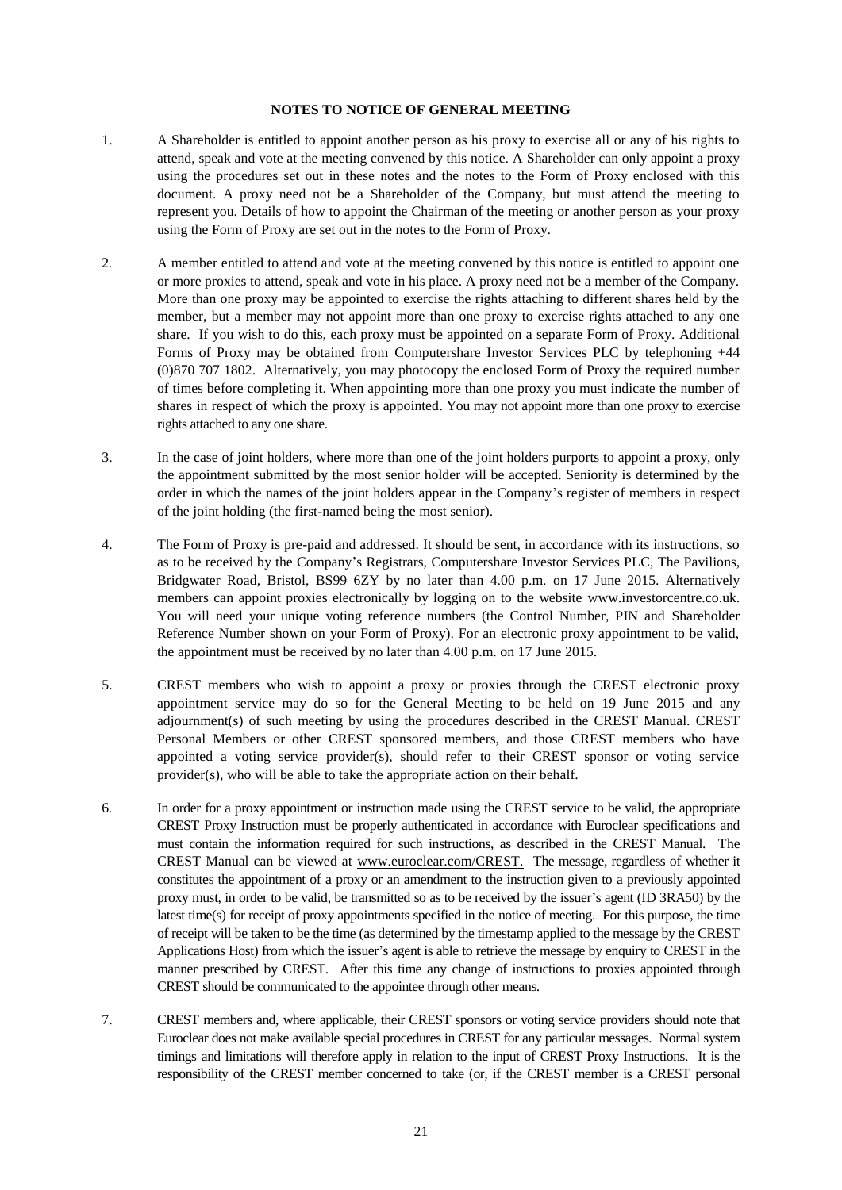**NOTES TO NOTICE OF GENERAL MEETING**

1. A Shareholder is entitled to appoint another person as his proxy to exercise all or any of his rights to attend, speak and vote at the meeting convened by this notice. A Shareholder can only appoint a proxy using the procedures set out in these notes and the notes to the Form of Proxy enclosed with this document. A proxy need not be a Shareholder of the Company, but must attend the meeting to represent you. Details of how to appoint the Chairman of the meeting or another person as your proxy using the Form of Proxy are set out in the notes to the Form of Proxy.

2. A member entitled to attend and vote at the meeting convened by this notice is entitled to appoint one or more proxies to attend, speak and vote in his place. A proxy need not be a member of the Company. More than one proxy may be appointed to exercise the rights attaching to different shares held by the member, but a member may not appoint more than one proxy to exercise rights attached to any one share. If you wish to do this, each proxy must be appointed on a separate Form of Proxy. Additional Forms of Proxy may be obtained from Computershare Investor Services PLC by telephoning +44 (0)870 707 1802. Alternatively, you may photocopy the enclosed Form of Proxy the required number of times before completing it. When appointing more than one proxy you must indicate the number of shares in respect of which the proxy is appointed. You may not appoint more than one proxy to exercise rights attached to any one share.

3. In the case of joint holders, where more than one of the joint holders purports to appoint a proxy, only the appointment submitted by the most senior holder will be accepted. Seniority is determined by the order in which the names of the joint holders appear in the Company's register of members in respect of the joint holding (the first-named being the most senior).

4. The Form of Proxy is pre-paid and addressed. It should be sent, in accordance with its instructions, so as to be received by the Company's Registrars, Computershare Investor Services PLC, The Pavilions, Bridgwater Road, Bristol, BS99 6ZY by no later than 4.00 p.m. on 17 June 2015. Alternatively members can appoint proxies electronically by logging on to the website www.investorcentre.co.uk. You will need your unique voting reference numbers (the Control Number, PIN and Shareholder Reference Number shown on your Form of Proxy). For an electronic proxy appointment to be valid, the appointment must be received by no later than 4.00 p.m. on 17 June 2015.

5. CREST members who wish to appoint a proxy or proxies through the CREST electronic proxy appointment service may do so for the General Meeting to be held on 19 June 2015 and any adjournment(s) of such meeting by using the procedures described in the CREST Manual. CREST Personal Members or other CREST sponsored members, and those CREST members who have appointed a voting service provider(s), should refer to their CREST sponsor or voting service provider(s), who will be able to take the appropriate action on their behalf.

6. In order for a proxy appointment or instruction made using the CREST service to be valid, the appropriate CREST Proxy Instruction must be properly authenticated in accordance with Euroclear specifications and must contain the information required for such instructions, as described in the CREST Manual. The CREST Manual can be viewed at www.euroclear.com/CREST. The message, regardless of whether it constitutes the appointment of a proxy or an amendment to the instruction given to a previously appointed proxy must, in order to be valid, be transmitted so as to be received by the issuer's agent (ID 3RA50) by the latest time(s) for receipt of proxy appointments specified in the notice of meeting. For this purpose, the time of receipt will be taken to be the time (as determined by the timestamp applied to the message by the CREST Applications Host) from which the issuer's agent is able to retrieve the message by enquiry to CREST in the manner prescribed by CREST. After this time any change of instructions to proxies appointed through CREST should be communicated to the appointee through other means.

7. CREST members and, where applicable, their CREST sponsors or voting service providers should note that Euroclear does not make available special procedures in CREST for any particular messages. Normal system timings and limitations will therefore apply in relation to the input of CREST Proxy Instructions. It is the responsibility of the CREST member concerned to take (or, if the CREST member is a CREST personal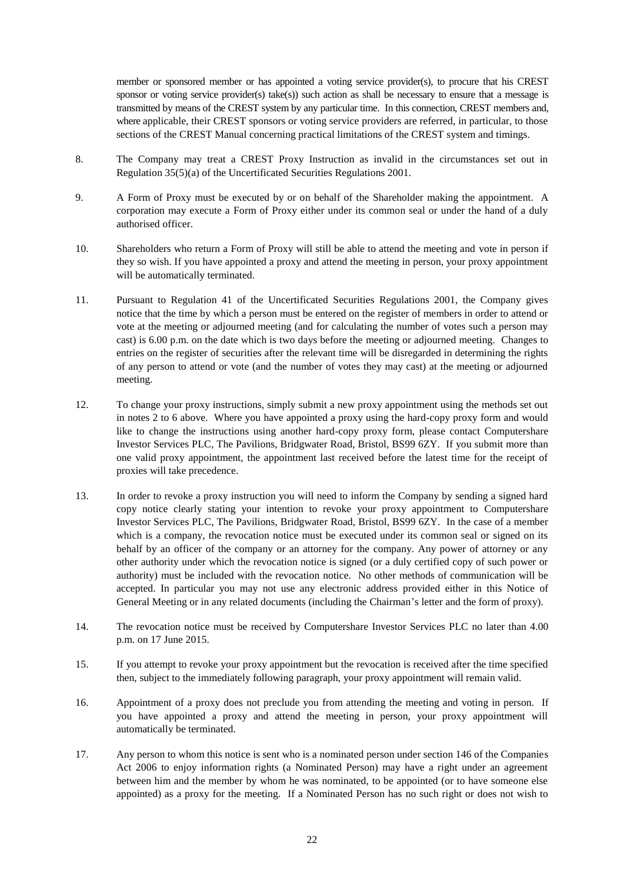member or sponsored member or has appointed a voting service provider(s), to procure that his CREST sponsor or voting service provider(s) take(s)) such action as shall be necessary to ensure that a message is transmitted by means of the CREST system by any particular time. In this connection, CREST members and, where applicable, their CREST sponsors or voting service providers are referred, in particular, to those sections of the CREST Manual concerning practical limitations of the CREST system and timings.

8. The Company may treat a CREST Proxy Instruction as invalid in the circumstances set out in Regulation 35(5)(a) of the Uncertificated Securities Regulations 2001.

9. A Form of Proxy must be executed by or on behalf of the Shareholder making the appointment. A corporation may execute a Form of Proxy either under its common seal or under the hand of a duly authorised officer.

10. Shareholders who return a Form of Proxy will still be able to attend the meeting and vote in person if they so wish. If you have appointed a proxy and attend the meeting in person, your proxy appointment will be automatically terminated.

11. Pursuant to Regulation 41 of the Uncertificated Securities Regulations 2001, the Company gives notice that the time by which a person must be entered on the register of members in order to attend or vote at the meeting or adjourned meeting (and for calculating the number of votes such a person may cast) is 6.00 p.m. on the date which is two days before the meeting or adjourned meeting. Changes to entries on the register of securities after the relevant time will be disregarded in determining the rights of any person to attend or vote (and the number of votes they may cast) at the meeting or adjourned meeting.

12. To change your proxy instructions, simply submit a new proxy appointment using the methods set out in notes 2 to 6 above. Where you have appointed a proxy using the hard-copy proxy form and would like to change the instructions using another hard-copy proxy form, please contact Computershare Investor Services PLC, The Pavilions, Bridgwater Road, Bristol, BS99 6ZY. If you submit more than one valid proxy appointment, the appointment last received before the latest time for the receipt of proxies will take precedence.

13. In order to revoke a proxy instruction you will need to inform the Company by sending a signed hard copy notice clearly stating your intention to revoke your proxy appointment to Computershare Investor Services PLC, The Pavilions, Bridgwater Road, Bristol, BS99 6ZY. In the case of a member which is a company, the revocation notice must be executed under its common seal or signed on its behalf by an officer of the company or an attorney for the company. Any power of attorney or any other authority under which the revocation notice is signed (or a duly certified copy of such power or authority) must be included with the revocation notice. No other methods of communication will be accepted. In particular you may not use any electronic address provided either in this Notice of General Meeting or in any related documents (including the Chairman's letter and the form of proxy).

14. The revocation notice must be received by Computershare Investor Services PLC no later than 4.00 p.m. on 17 June 2015.

15. If you attempt to revoke your proxy appointment but the revocation is received after the time specified then, subject to the immediately following paragraph, your proxy appointment will remain valid.

16. Appointment of a proxy does not preclude you from attending the meeting and voting in person. If you have appointed a proxy and attend the meeting in person, your proxy appointment will automatically be terminated.

17. Any person to whom this notice is sent who is a nominated person under section 146 of the Companies Act 2006 to enjoy information rights (a Nominated Person) may have a right under an agreement between him and the member by whom he was nominated, to be appointed (or to have someone else appointed) as a proxy for the meeting. If a Nominated Person has no such right or does not wish to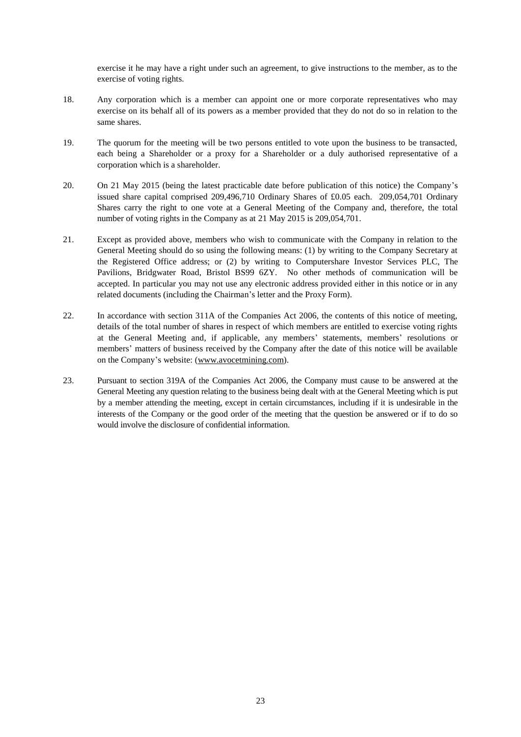exercise it he may have a right under such an agreement, to give instructions to the member, as to the exercise of voting rights.

18. Any corporation which is a member can appoint one or more corporate representatives who may exercise on its behalf all of its powers as a member provided that they do not do so in relation to the same shares.

19. The quorum for the meeting will be two persons entitled to vote upon the business to be transacted, each being a Shareholder or a proxy for a Shareholder or a duly authorised representative of a corporation which is a shareholder.

20. On 21 May 2015 (being the latest practicable date before publication of this notice) the Company's issued share capital comprised 209,496,710 Ordinary Shares of £0.05 each. 209,054,701 Ordinary Shares carry the right to one vote at a General Meeting of the Company and, therefore, the total number of voting rights in the Company as at 21 May 2015 is 209,054,701.

21. Except as provided above, members who wish to communicate with the Company in relation to the General Meeting should do so using the following means: (1) by writing to the Company Secretary at the Registered Office address; or (2) by writing to Computershare Investor Services PLC, The Pavilions, Bridgwater Road, Bristol BS99 6ZY. No other methods of communication will be accepted. In particular you may not use any electronic address provided either in this notice or in any related documents (including the Chairman's letter and the Proxy Form).

22. In accordance with section 311A of the Companies Act 2006, the contents of this notice of meeting, details of the total number of shares in respect of which members are entitled to exercise voting rights at the General Meeting and, if applicable, any members' statements, members' resolutions or members' matters of business received by the Company after the date of this notice will be available on the Company's website: (www.avocetmining.com).

23. Pursuant to section 319A of the Companies Act 2006, the Company must cause to be answered at the General Meeting any question relating to the business being dealt with at the General Meeting which is put by a member attending the meeting, except in certain circumstances, including if it is undesirable in the interests of the Company or the good order of the meeting that the question be answered or if to do so would involve the disclosure of confidential information.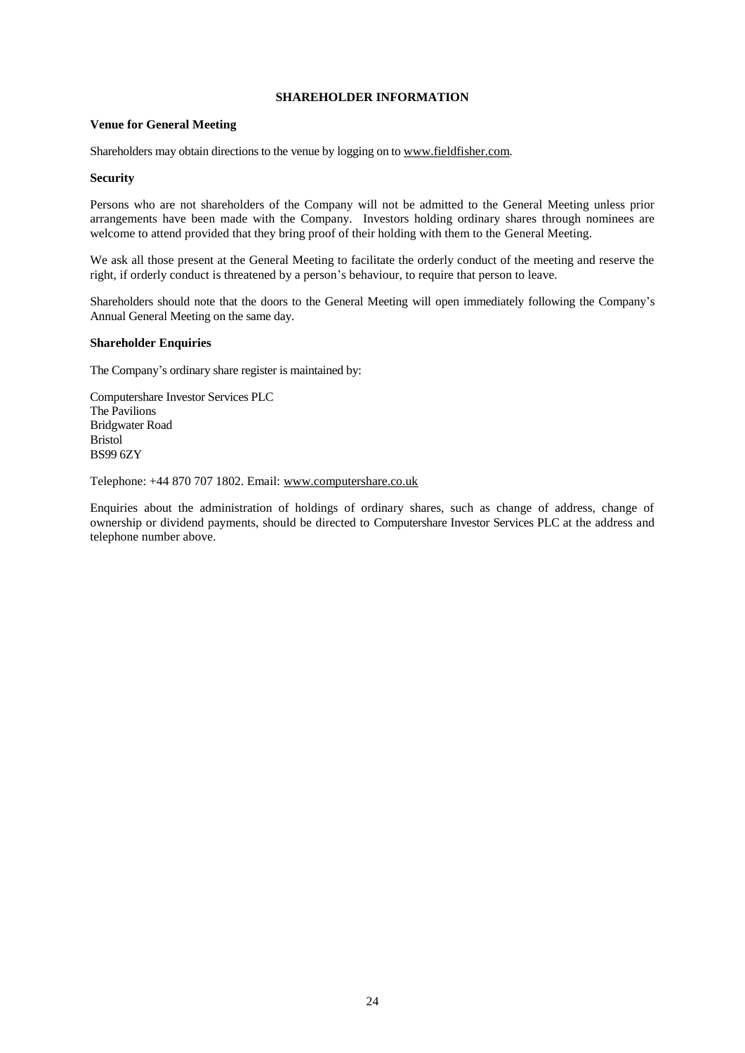## SHAREHOLDER INFORMATION

### Venue for General Meeting

Shareholders may obtain directions to the venue by logging on to www.fieldfisher.com.

### Security

Persons who are not shareholders of the Company will not be admitted to the General Meeting unless prior arrangements have been made with the Company. Investors holding ordinary shares through nominees are welcome to attend provided that they bring proof of their holding with them to the General Meeting.

We ask all those present at the General Meeting to facilitate the orderly conduct of the meeting and reserve the right, if orderly conduct is threatened by a person's behaviour, to require that person to leave.

Shareholders should note that the doors to the General Meeting will open immediately following the Company's Annual General Meeting on the same day.

### Shareholder Enquiries

The Company's ordinary share register is maintained by:

Computershare Investor Services PLC
The Pavilions
Bridgwater Road
Bristol
BS99 6ZY

Telephone: +44 870 707 1802. Email: www.computershare.co.uk

Enquiries about the administration of holdings of ordinary shares, such as change of address, change of ownership or dividend payments, should be directed to Computershare Investor Services PLC at the address and telephone number above.